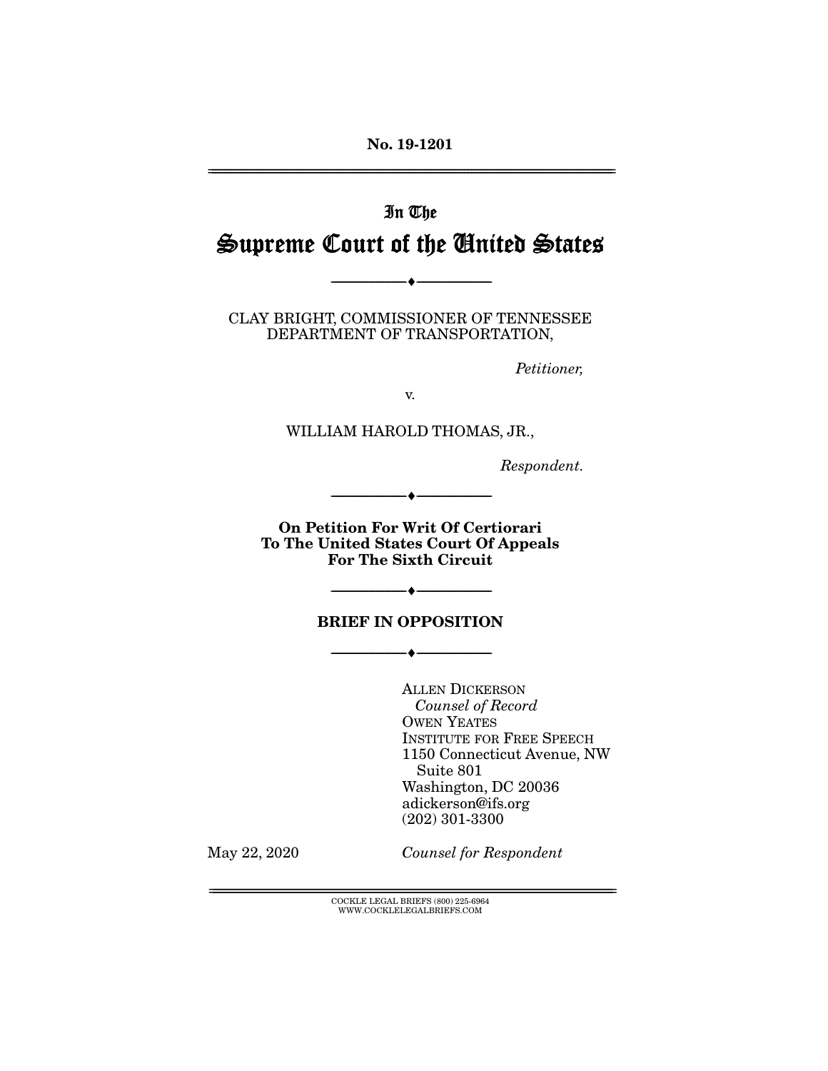**No. 19-1201**

---

In The

# Supreme Court of the United States

---

CLAY BRIGHT, COMMISSIONER OF TENNESSEE DEPARTMENT OF TRANSPORTATION,

*Petitioner,*

v.

WILLIAM HAROLD THOMAS, JR.,

*Respondent.*

---

**On Petition For Writ Of Certiorari To The United States Court Of Appeals For The Sixth Circuit**

---

**BRIEF IN OPPOSITION**

---

ALLEN DICKERSON
*Counsel of Record*
OWEN YEATES
INSTITUTE FOR FREE SPEECH
1150 Connecticut Avenue, NW
Suite 801
Washington, DC 20036
adickerson@ifs.org
(202) 301-3300

May 22, 2020

*Counsel for Respondent*

---

COCKLE LEGAL BRIEFS (800) 225-6964
WWW.COCKLELEGALBRIEFS.COM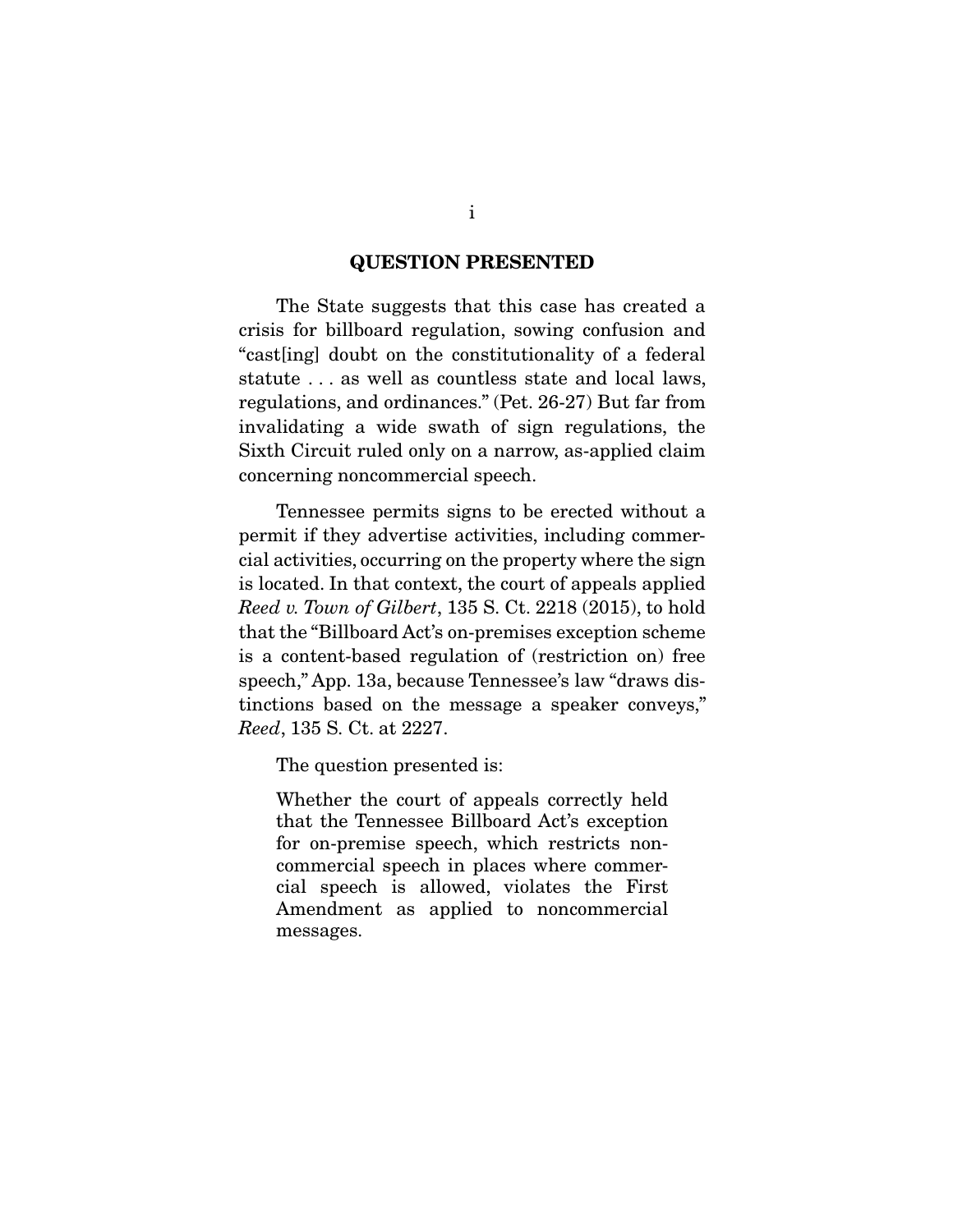## QUESTION PRESENTED

The State suggests that this case has created a crisis for billboard regulation, sowing confusion and "cast[ing] doubt on the constitutionality of a federal statute . . . as well as countless state and local laws, regulations, and ordinances." (Pet. 26-27) But far from invalidating a wide swath of sign regulations, the Sixth Circuit ruled only on a narrow, as-applied claim concerning noncommercial speech.

Tennessee permits signs to be erected without a permit if they advertise activities, including commercial activities, occurring on the property where the sign is located. In that context, the court of appeals applied *Reed v. Town of Gilbert*, 135 S. Ct. 2218 (2015), to hold that the "Billboard Act's on-premises exception scheme is a content-based regulation of (restriction on) free speech," App. 13a, because Tennessee's law "draws distinctions based on the message a speaker conveys," *Reed*, 135 S. Ct. at 2227.

The question presented is:

> Whether the court of appeals correctly held that the Tennessee Billboard Act's exception for on-premise speech, which restricts noncommercial speech in places where commercial speech is allowed, violates the First Amendment as applied to noncommercial messages.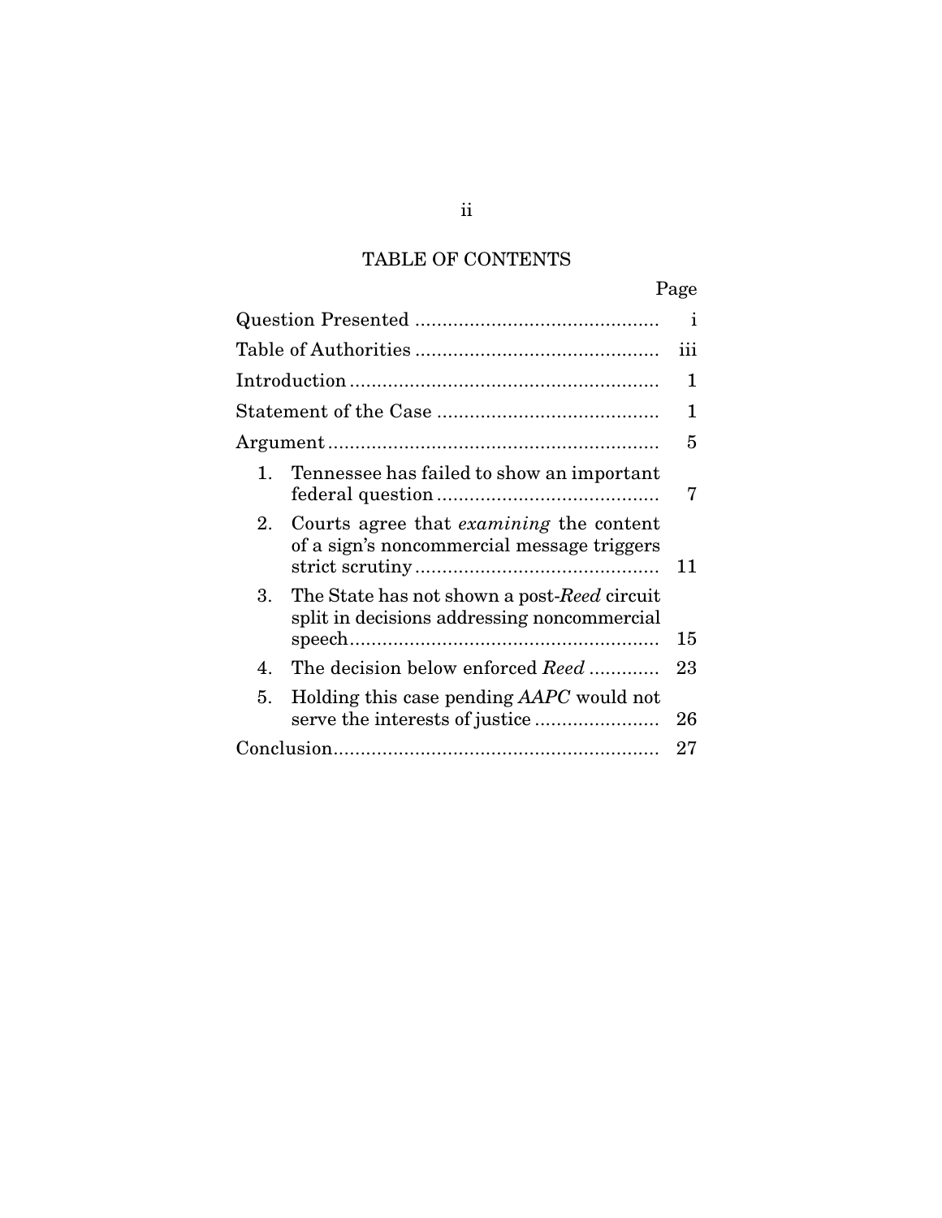## TABLE OF CONTENTS

| | Page |
|---|---|
| Question Presented | i |
| Table of Authorities | iii |
| Introduction | 1 |
| Statement of the Case | 1 |
| Argument | 5 |
| 1. Tennessee has failed to show an important federal question | 7 |
| 2. Courts agree that *examining* the content of a sign's noncommercial message triggers strict scrutiny | 11 |
| 3. The State has not shown a post-*Reed* circuit split in decisions addressing noncommercial speech | 15 |
| 4. The decision below enforced *Reed* | 23 |
| 5. Holding this case pending *AAPC* would not serve the interests of justice | 26 |
| Conclusion | 27 |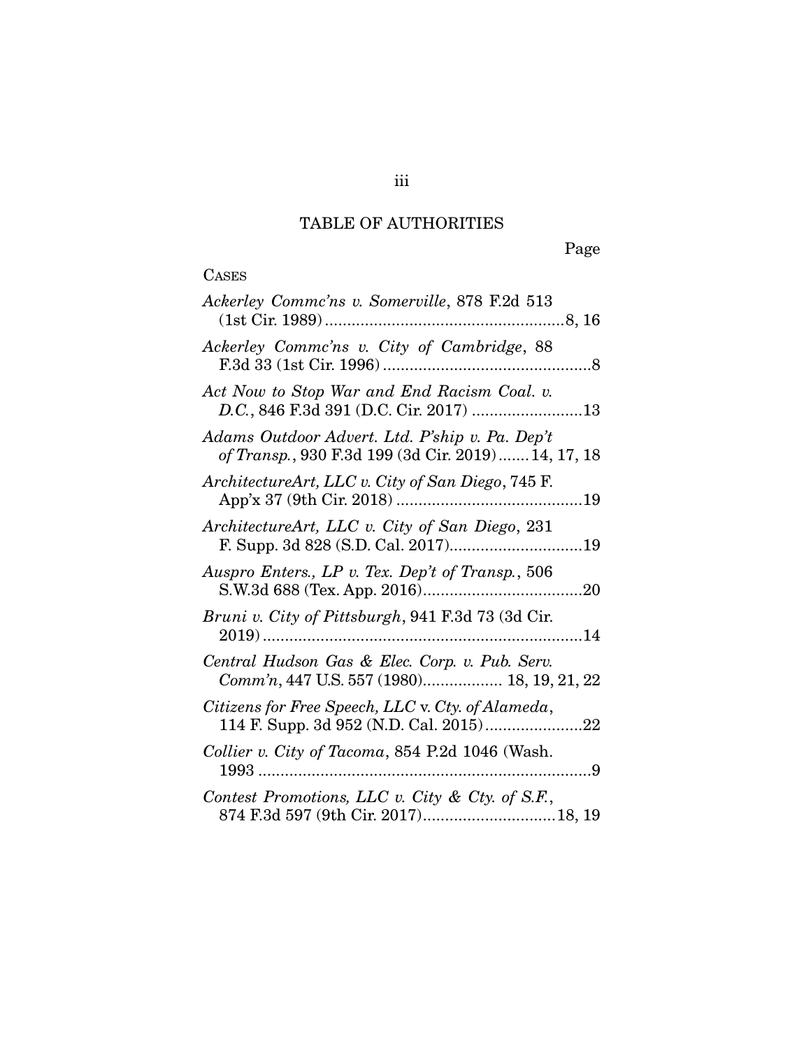## TABLE OF AUTHORITIES

Page

CASES

*Ackerley Commc'ns v. Somerville*, 878 F.2d 513 (1st Cir. 1989) ........................................................ 8, 16

*Ackerley Commc'ns v. City of Cambridge*, 88 F.3d 33 (1st Cir. 1996) ................................................ 8

*Act Now to Stop War and End Racism Coal. v. D.C.*, 846 F.3d 391 (D.C. Cir. 2017) ......................... 13

*Adams Outdoor Advert. Ltd. P'ship v. Pa. Dep't of Transp.*, 930 F.3d 199 (3d Cir. 2019) ....... 14, 17, 18

*ArchitectureArt, LLC v. City of San Diego*, 745 F. App'x 37 (9th Cir. 2018) .......................................... 19

*ArchitectureArt, LLC v. City of San Diego*, 231 F. Supp. 3d 828 (S.D. Cal. 2017) .............................. 19

*Auspro Enters., LP v. Tex. Dep't of Transp.*, 506 S.W.3d 688 (Tex. App. 2016) .................................... 20

*Bruni v. City of Pittsburgh*, 941 F.3d 73 (3d Cir. 2019) ......................................................................... 14

*Central Hudson Gas & Elec. Corp. v. Pub. Serv. Comm'n*, 447 U.S. 557 (1980) .................. 18, 19, 21, 22

*Citizens for Free Speech, LLC* v. *Cty. of Alameda*, 114 F. Supp. 3d 952 (N.D. Cal. 2015) ...................... 22

*Collier v. City of Tacoma*, 854 P.2d 1046 (Wash. 1993 ............................................................................ 9

*Contest Promotions, LLC v. City & Cty. of S.F.*, 874 F.3d 597 (9th Cir. 2017) .............................. 18, 19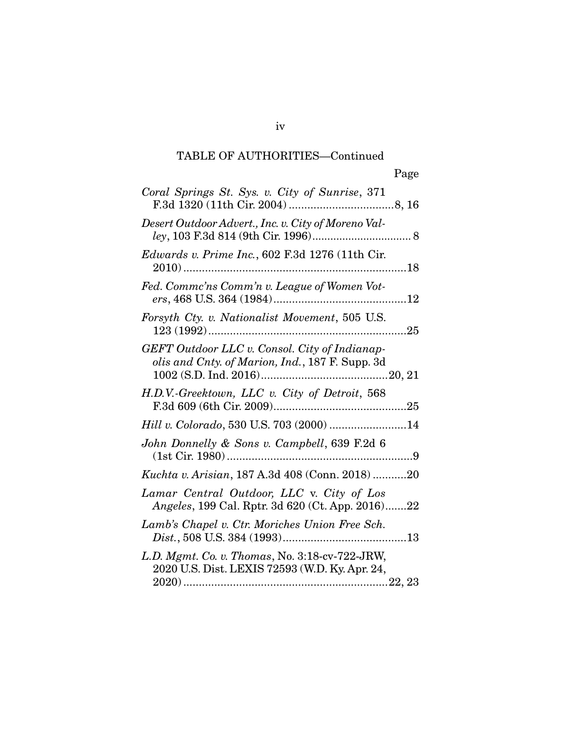TABLE OF AUTHORITIES—Continued

Page

*Coral Springs St. Sys. v. City of Sunrise*, 371 F.3d 1320 (11th Cir. 2004) ..................................8, 16

*Desert Outdoor Advert., Inc. v. City of Moreno Valley*, 103 F.3d 814 (9th Cir. 1996)................................ 8

*Edwards v. Prime Inc.*, 602 F.3d 1276 (11th Cir. 2010) .......................................................................18

*Fed. Commc'ns Comm'n v. League of Women Voters*, 468 U.S. 364 (1984)...........................................12

*Forsyth Cty. v. Nationalist Movement*, 505 U.S. 123 (1992)................................................................25

*GEFT Outdoor LLC v. Consol. City of Indianapolis and Cnty. of Marion, Ind.*, 187 F. Supp. 3d 1002 (S.D. Ind. 2016).........................................20, 21

*H.D.V.-Greektown, LLC v. City of Detroit*, 568 F.3d 609 (6th Cir. 2009)...........................................25

*Hill v. Colorado*, 530 U.S. 703 (2000) .........................14

*John Donnelly & Sons v. Campbell*, 639 F.2d 6 (1st Cir. 1980)............................................................9

*Kuchta v. Arisian*, 187 A.3d 408 (Conn. 2018) ...........20

*Lamar Central Outdoor, LLC* v. *City of Los Angeles*, 199 Cal. Rptr. 3d 620 (Ct. App. 2016).......22

*Lamb's Chapel v. Ctr. Moriches Union Free Sch. Dist.*, 508 U.S. 384 (1993)........................................13

*L.D. Mgmt. Co. v. Thomas*, No. 3:18-cv-722-JRW, 2020 U.S. Dist. LEXIS 72593 (W.D. Ky. Apr. 24, 2020)..................................................................22, 23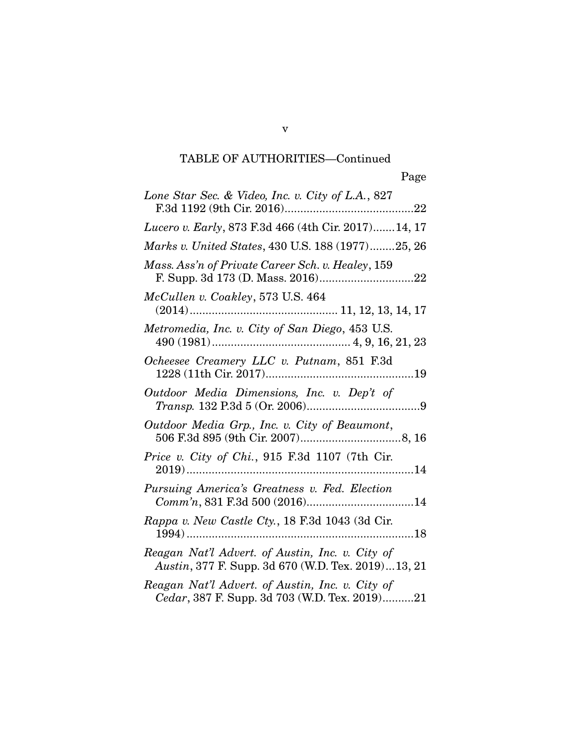TABLE OF AUTHORITIES—Continued

Page

*Lone Star Sec. & Video, Inc. v. City of L.A.*, 827 F.3d 1192 (9th Cir. 2016)........................................22

*Lucero v. Early*, 873 F.3d 466 (4th Cir. 2017).......14, 17

*Marks v. United States*, 430 U.S. 188 (1977)........25, 26

*Mass. Ass'n of Private Career Sch. v. Healey*, 159 F. Supp. 3d 173 (D. Mass. 2016)..............................22

*McCullen v. Coakley*, 573 U.S. 464 (2014)............................................... 11, 12, 13, 14, 17

*Metromedia, Inc. v. City of San Diego*, 453 U.S. 490 (1981)............................................ 4, 9, 16, 21, 23

*Ocheesee Creamery LLC v. Putnam*, 851 F.3d 1228 (11th Cir. 2017)...............................................19

*Outdoor Media Dimensions, Inc. v. Dep't of Transp.* 132 P.3d 5 (Or. 2006)....................................9

*Outdoor Media Grp., Inc. v. City of Beaumont*, 506 F.3d 895 (9th Cir. 2007)................................8, 16

*Price v. City of Chi.*, 915 F.3d 1107 (7th Cir. 2019).........................................................................14

*Pursuing America's Greatness v. Fed. Election Comm'n*, 831 F.3d 500 (2016)..................................14

*Rappa v. New Castle Cty.*, 18 F.3d 1043 (3d Cir. 1994)........................................................................18

*Reagan Nat'l Advert. of Austin, Inc. v. City of Austin*, 377 F. Supp. 3d 670 (W.D. Tex. 2019)...13, 21

*Reagan Nat'l Advert. of Austin, Inc. v. City of Cedar*, 387 F. Supp. 3d 703 (W.D. Tex. 2019)..........21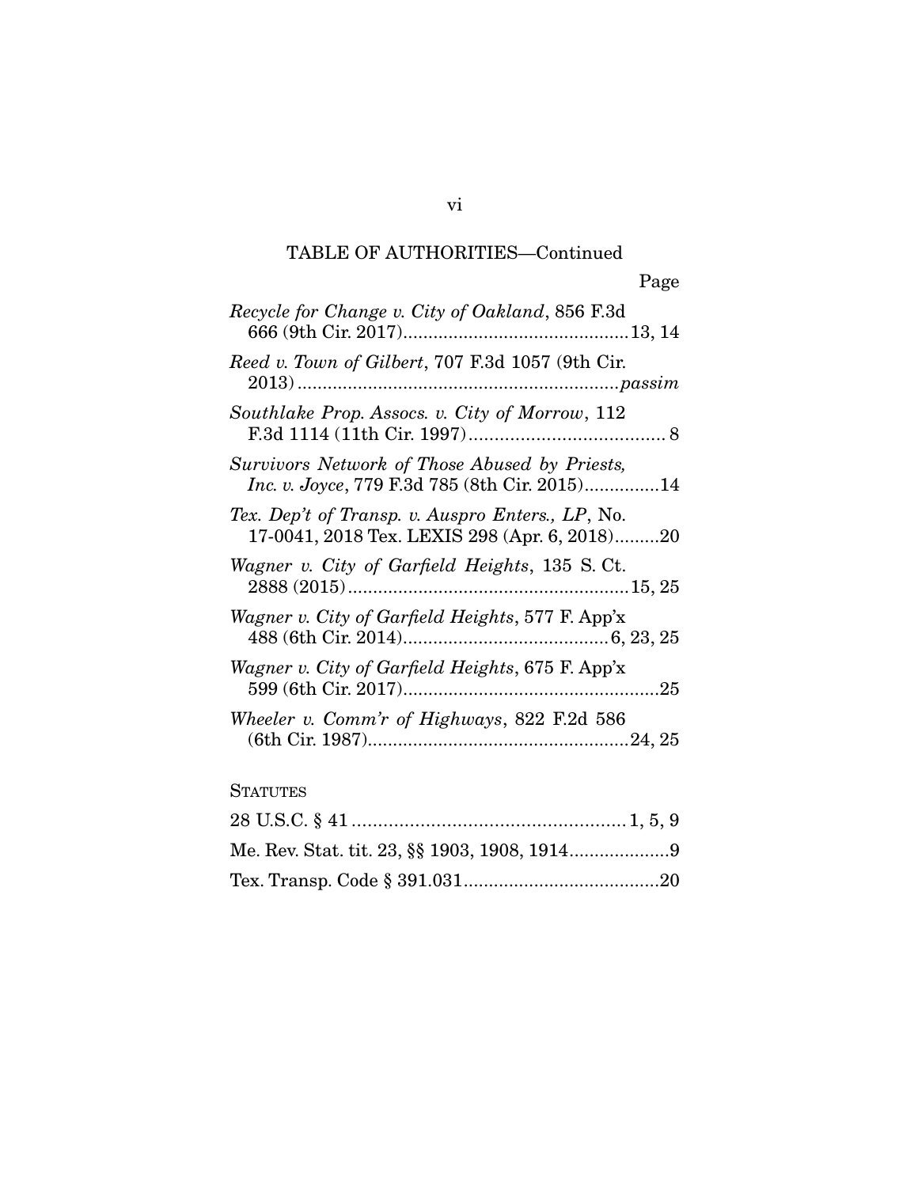TABLE OF AUTHORITIES—Continued

Page

*Recycle for Change v. City of Oakland*, 856 F.3d 666 (9th Cir. 2017)............................................13, 14

*Reed v. Town of Gilbert*, 707 F.3d 1057 (9th Cir. 2013)...............................................................*passim*

*Southlake Prop. Assocs. v. City of Morrow*, 112 F.3d 1114 (11th Cir. 1997)...................................... 8

*Survivors Network of Those Abused by Priests, Inc. v. Joyce*, 779 F.3d 785 (8th Cir. 2015)...............14

*Tex. Dep't of Transp. v. Auspro Enters., LP*, No. 17-0041, 2018 Tex. LEXIS 298 (Apr. 6, 2018).........20

*Wagner v. City of Garfield Heights*, 135 S. Ct. 2888 (2015).......................................................15, 25

*Wagner v. City of Garfield Heights*, 577 F. App'x 488 (6th Cir. 2014)........................................6, 23, 25

*Wagner v. City of Garfield Heights*, 675 F. App'x 599 (6th Cir. 2017)..................................................25

*Wheeler v. Comm'r of Highways*, 822 F.2d 586 (6th Cir. 1987)...................................................24, 25

STATUTES

28 U.S.C. § 41 ................................................... 1, 5, 9

Me. Rev. Stat. tit. 23, §§ 1903, 1908, 1914....................9

Tex. Transp. Code § 391.031......................................20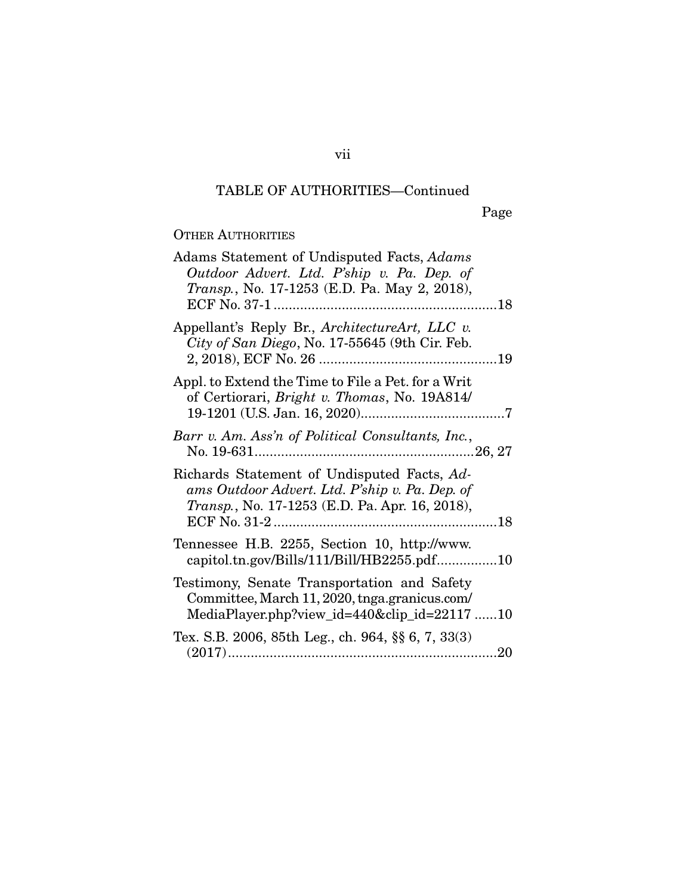TABLE OF AUTHORITIES—Continued

Page

OTHER AUTHORITIES

Adams Statement of Undisputed Facts, *Adams Outdoor Advert. Ltd. P'ship v. Pa. Dep. of Transp.*, No. 17-1253 (E.D. Pa. May 2, 2018), ECF No. 37-1 ............................................................18

Appellant's Reply Br., *ArchitectureArt, LLC v. City of San Diego*, No. 17-55645 (9th Cir. Feb. 2, 2018), ECF No. 26 ...............................................19

Appl. to Extend the Time to File a Pet. for a Writ of Certiorari, *Bright v. Thomas*, No. 19A814/ 19-1201 (U.S. Jan. 16, 2020)......................................7

*Barr v. Am. Ass'n of Political Consultants, Inc.*, No. 19-631..........................................................26, 27

Richards Statement of Undisputed Facts, *Adams Outdoor Advert. Ltd. P'ship v. Pa. Dep. of Transp.*, No. 17-1253 (E.D. Pa. Apr. 16, 2018), ECF No. 31-2 ............................................................18

Tennessee H.B. 2255, Section 10, http://www.capitol.tn.gov/Bills/111/Bill/HB2255.pdf................10

Testimony, Senate Transportation and Safety Committee, March 11, 2020, tnga.granicus.com/MediaPlayer.php?view_id=440&clip_id=22117 ......10

Tex. S.B. 2006, 85th Leg., ch. 964, §§ 6, 7, 33(3) (2017).......................................................................20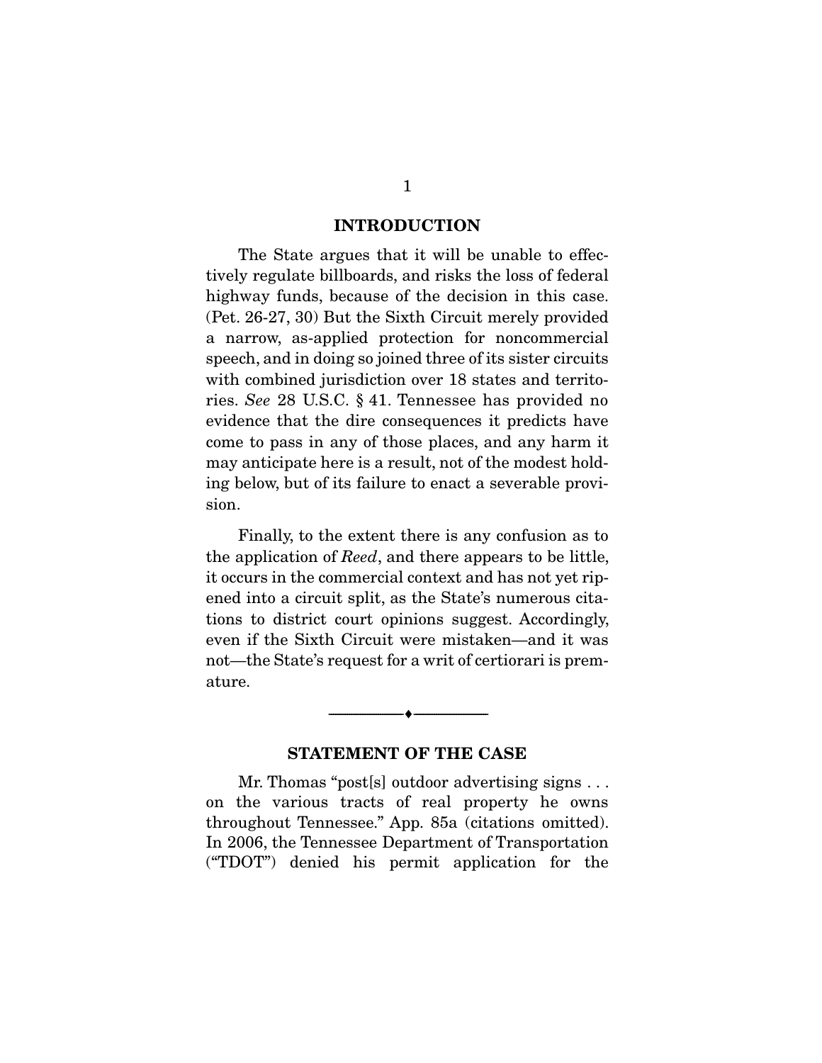## INTRODUCTION

The State argues that it will be unable to effectively regulate billboards, and risks the loss of federal highway funds, because of the decision in this case. (Pet. 26-27, 30) But the Sixth Circuit merely provided a narrow, as-applied protection for noncommercial speech, and in doing so joined three of its sister circuits with combined jurisdiction over 18 states and territories. *See* 28 U.S.C. § 41. Tennessee has provided no evidence that the dire consequences it predicts have come to pass in any of those places, and any harm it may anticipate here is a result, not of the modest holding below, but of its failure to enact a severable provision.

Finally, to the extent there is any confusion as to the application of *Reed*, and there appears to be little, it occurs in the commercial context and has not yet ripened into a circuit split, as the State's numerous citations to district court opinions suggest. Accordingly, even if the Sixth Circuit were mistaken—and it was not—the State's request for a writ of certiorari is premature.

---

## STATEMENT OF THE CASE

Mr. Thomas "post[s] outdoor advertising signs . . . on the various tracts of real property he owns throughout Tennessee." App. 85a (citations omitted). In 2006, the Tennessee Department of Transportation ("TDOT") denied his permit application for the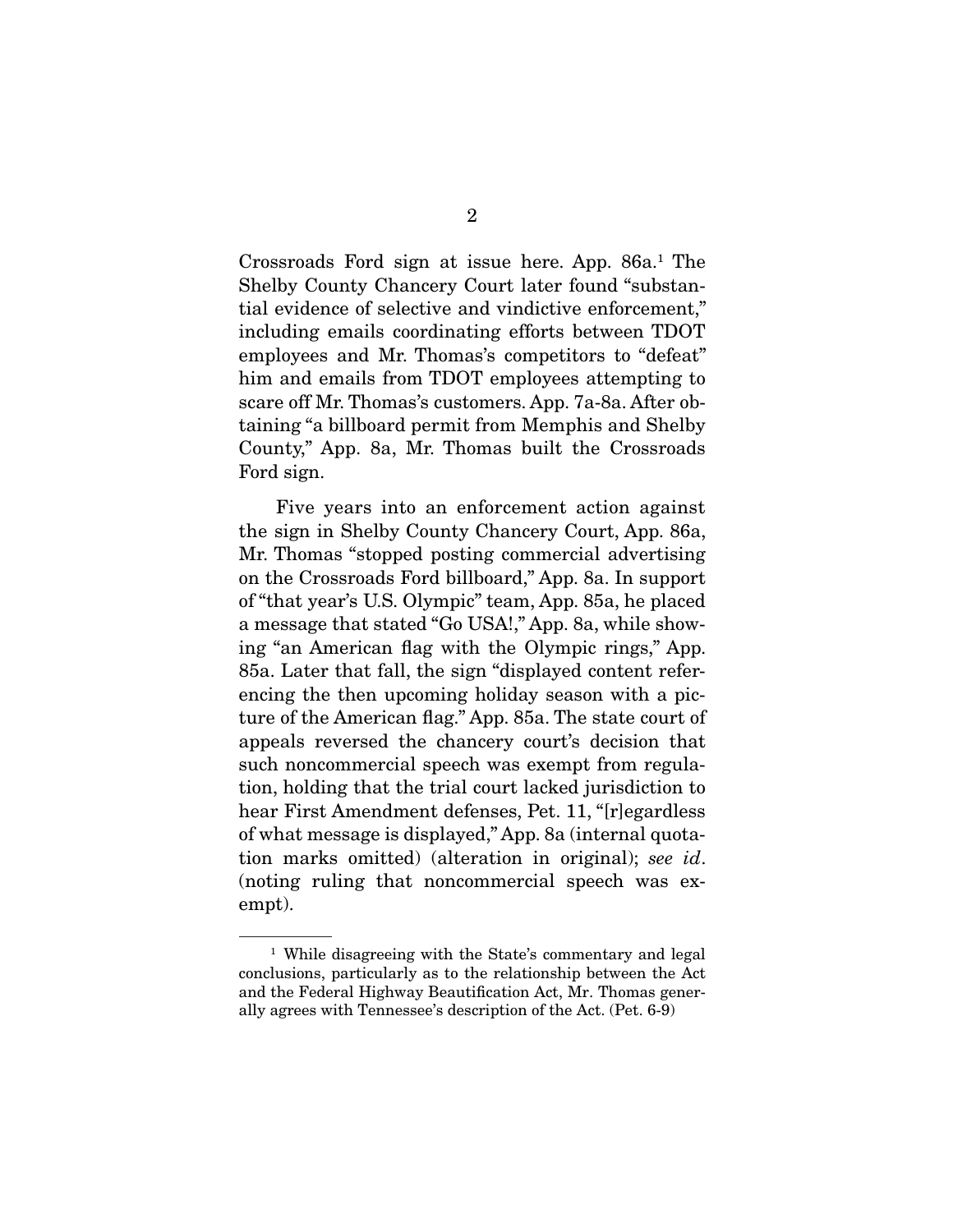Crossroads Ford sign at issue here. App. 86a.[1] The Shelby County Chancery Court later found "substantial evidence of selective and vindictive enforcement," including emails coordinating efforts between TDOT employees and Mr. Thomas's competitors to "defeat" him and emails from TDOT employees attempting to scare off Mr. Thomas's customers. App. 7a-8a. After obtaining "a billboard permit from Memphis and Shelby County," App. 8a, Mr. Thomas built the Crossroads Ford sign.

Five years into an enforcement action against the sign in Shelby County Chancery Court, App. 86a, Mr. Thomas "stopped posting commercial advertising on the Crossroads Ford billboard," App. 8a. In support of "that year's U.S. Olympic" team, App. 85a, he placed a message that stated "Go USA!," App. 8a, while showing "an American flag with the Olympic rings," App. 85a. Later that fall, the sign "displayed content referencing the then upcoming holiday season with a picture of the American flag." App. 85a. The state court of appeals reversed the chancery court's decision that such noncommercial speech was exempt from regulation, holding that the trial court lacked jurisdiction to hear First Amendment defenses, Pet. 11, "[r]egardless of what message is displayed," App. 8a (internal quotation marks omitted) (alteration in original); *see id*. (noting ruling that noncommercial speech was exempt).

---

[1] While disagreeing with the State's commentary and legal conclusions, particularly as to the relationship between the Act and the Federal Highway Beautification Act, Mr. Thomas generally agrees with Tennessee's description of the Act. (Pet. 6-9)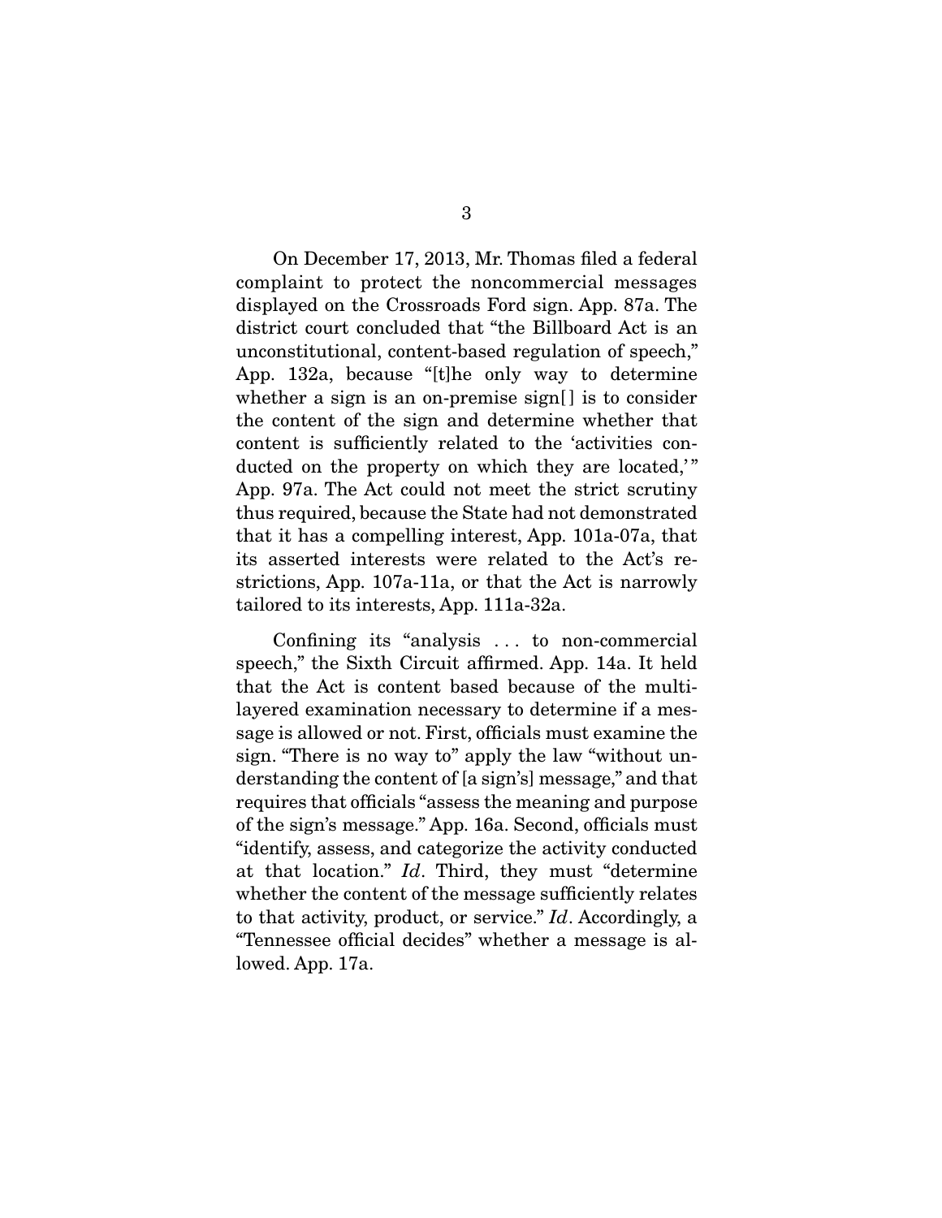On December 17, 2013, Mr. Thomas filed a federal complaint to protect the noncommercial messages displayed on the Crossroads Ford sign. App. 87a. The district court concluded that "the Billboard Act is an unconstitutional, content-based regulation of speech," App. 132a, because "[t]he only way to determine whether a sign is an on-premise sign[] is to consider the content of the sign and determine whether that content is sufficiently related to the 'activities conducted on the property on which they are located,'" App. 97a. The Act could not meet the strict scrutiny thus required, because the State had not demonstrated that it has a compelling interest, App. 101a-07a, that its asserted interests were related to the Act's restrictions, App. 107a-11a, or that the Act is narrowly tailored to its interests, App. 111a-32a.

Confining its "analysis . . . to non-commercial speech," the Sixth Circuit affirmed. App. 14a. It held that the Act is content based because of the multi-layered examination necessary to determine if a message is allowed or not. First, officials must examine the sign. "There is no way to" apply the law "without understanding the content of [a sign's] message," and that requires that officials "assess the meaning and purpose of the sign's message." App. 16a. Second, officials must "identify, assess, and categorize the activity conducted at that location." *Id*. Third, they must "determine whether the content of the message sufficiently relates to that activity, product, or service." *Id*. Accordingly, a "Tennessee official decides" whether a message is allowed. App. 17a.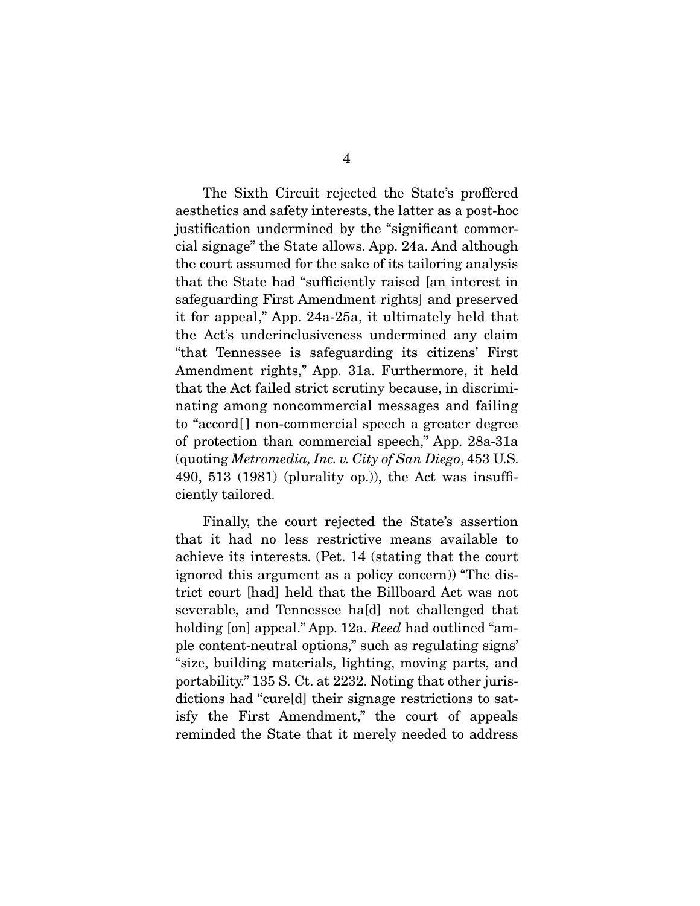The Sixth Circuit rejected the State's proffered aesthetics and safety interests, the latter as a post-hoc justification undermined by the "significant commercial signage" the State allows. App. 24a. And although the court assumed for the sake of its tailoring analysis that the State had "sufficiently raised [an interest in safeguarding First Amendment rights] and preserved it for appeal," App. 24a-25a, it ultimately held that the Act's underinclusiveness undermined any claim "that Tennessee is safeguarding its citizens' First Amendment rights," App. 31a. Furthermore, it held that the Act failed strict scrutiny because, in discriminating among noncommercial messages and failing to "accord[] non-commercial speech a greater degree of protection than commercial speech," App. 28a-31a (quoting *Metromedia, Inc. v. City of San Diego*, 453 U.S. 490, 513 (1981) (plurality op.)), the Act was insufficiently tailored.

Finally, the court rejected the State's assertion that it had no less restrictive means available to achieve its interests. (Pet. 14 (stating that the court ignored this argument as a policy concern)) "The district court [had] held that the Billboard Act was not severable, and Tennessee ha[d] not challenged that holding [on] appeal." App. 12a. *Reed* had outlined "ample content-neutral options," such as regulating signs' "size, building materials, lighting, moving parts, and portability." 135 S. Ct. at 2232. Noting that other jurisdictions had "cure[d] their signage restrictions to satisfy the First Amendment," the court of appeals reminded the State that it merely needed to address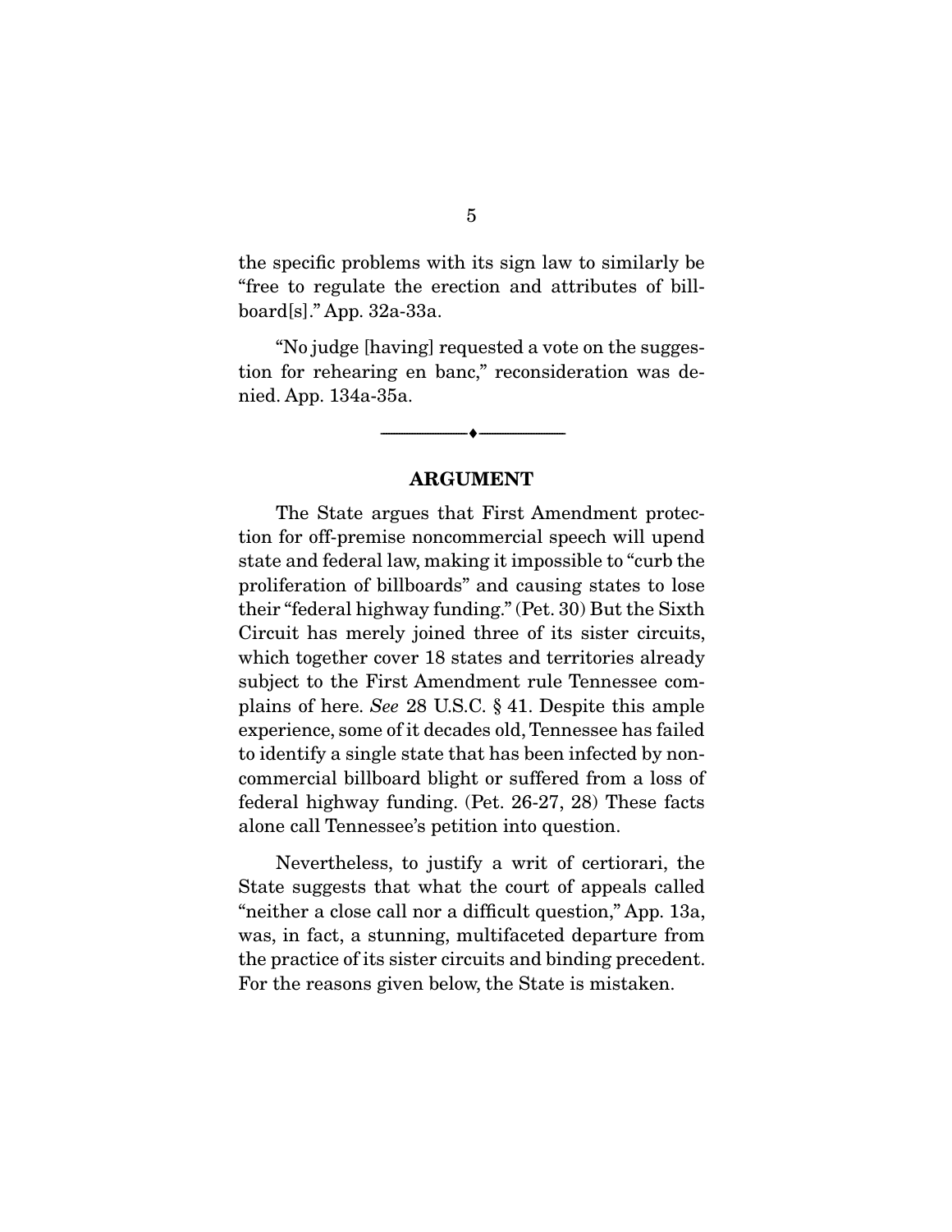the specific problems with its sign law to similarly be "free to regulate the erection and attributes of billboard[s]." App. 32a-33a.

"No judge [having] requested a vote on the suggestion for rehearing en banc," reconsideration was denied. App. 134a-35a.

---

## ARGUMENT

The State argues that First Amendment protection for off-premise noncommercial speech will upend state and federal law, making it impossible to "curb the proliferation of billboards" and causing states to lose their "federal highway funding." (Pet. 30) But the Sixth Circuit has merely joined three of its sister circuits, which together cover 18 states and territories already subject to the First Amendment rule Tennessee complains of here. *See* 28 U.S.C. § 41. Despite this ample experience, some of it decades old, Tennessee has failed to identify a single state that has been infected by noncommercial billboard blight or suffered from a loss of federal highway funding. (Pet. 26-27, 28) These facts alone call Tennessee's petition into question.

Nevertheless, to justify a writ of certiorari, the State suggests that what the court of appeals called "neither a close call nor a difficult question," App. 13a, was, in fact, a stunning, multifaceted departure from the practice of its sister circuits and binding precedent. For the reasons given below, the State is mistaken.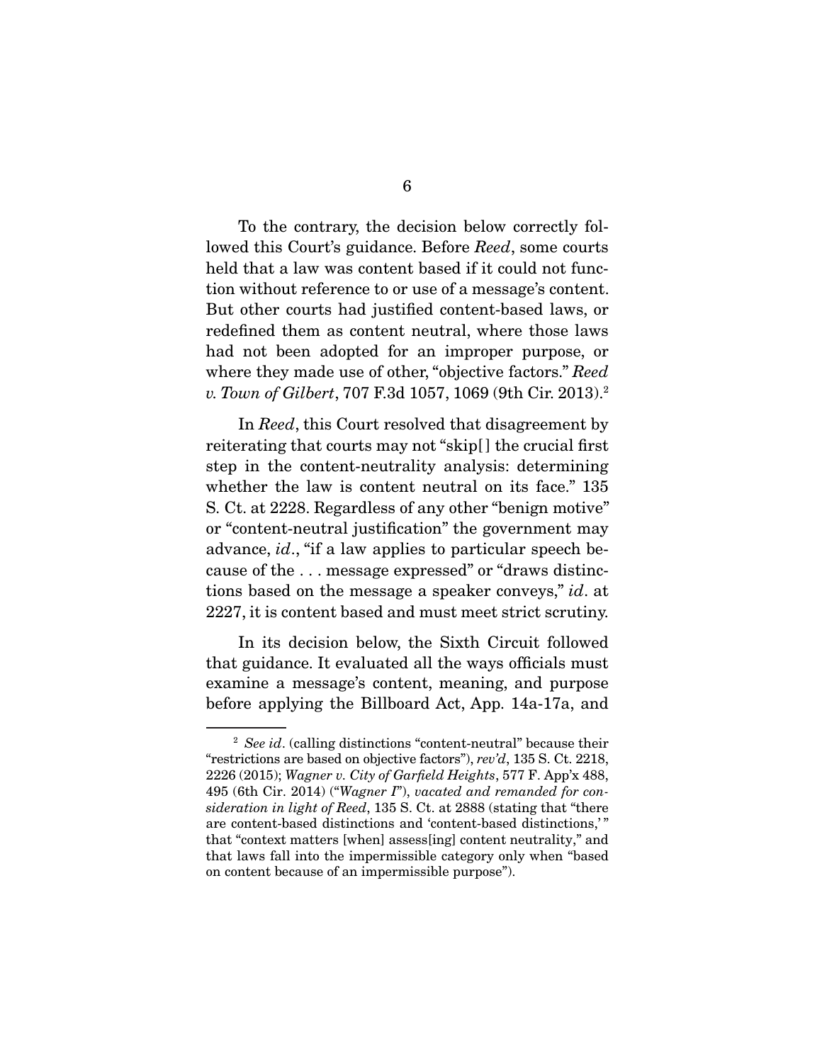To the contrary, the decision below correctly followed this Court's guidance. Before *Reed*, some courts held that a law was content based if it could not function without reference to or use of a message's content. But other courts had justified content-based laws, or redefined them as content neutral, where those laws had not been adopted for an improper purpose, or where they made use of other, "objective factors." *Reed v. Town of Gilbert*, 707 F.3d 1057, 1069 (9th Cir. 2013).[2]

In *Reed*, this Court resolved that disagreement by reiterating that courts may not "skip[] the crucial first step in the content-neutrality analysis: determining whether the law is content neutral on its face." 135 S. Ct. at 2228. Regardless of any other "benign motive" or "content-neutral justification" the government may advance, *id*., "if a law applies to particular speech because of the . . . message expressed" or "draws distinctions based on the message a speaker conveys," *id*. at 2227, it is content based and must meet strict scrutiny.

In its decision below, the Sixth Circuit followed that guidance. It evaluated all the ways officials must examine a message's content, meaning, and purpose before applying the Billboard Act, App. 14a-17a, and

---

[2] *See id*. (calling distinctions "content-neutral" because their "restrictions are based on objective factors"), *rev'd*, 135 S. Ct. 2218, 2226 (2015); *Wagner v. City of Garfield Heights*, 577 F. App'x 488, 495 (6th Cir. 2014) ("*Wagner I*"), *vacated and remanded for consideration in light of Reed*, 135 S. Ct. at 2888 (stating that "there are content-based distinctions and 'content-based distinctions,'" that "context matters [when] assess[ing] content neutrality," and that laws fall into the impermissible category only when "based on content because of an impermissible purpose").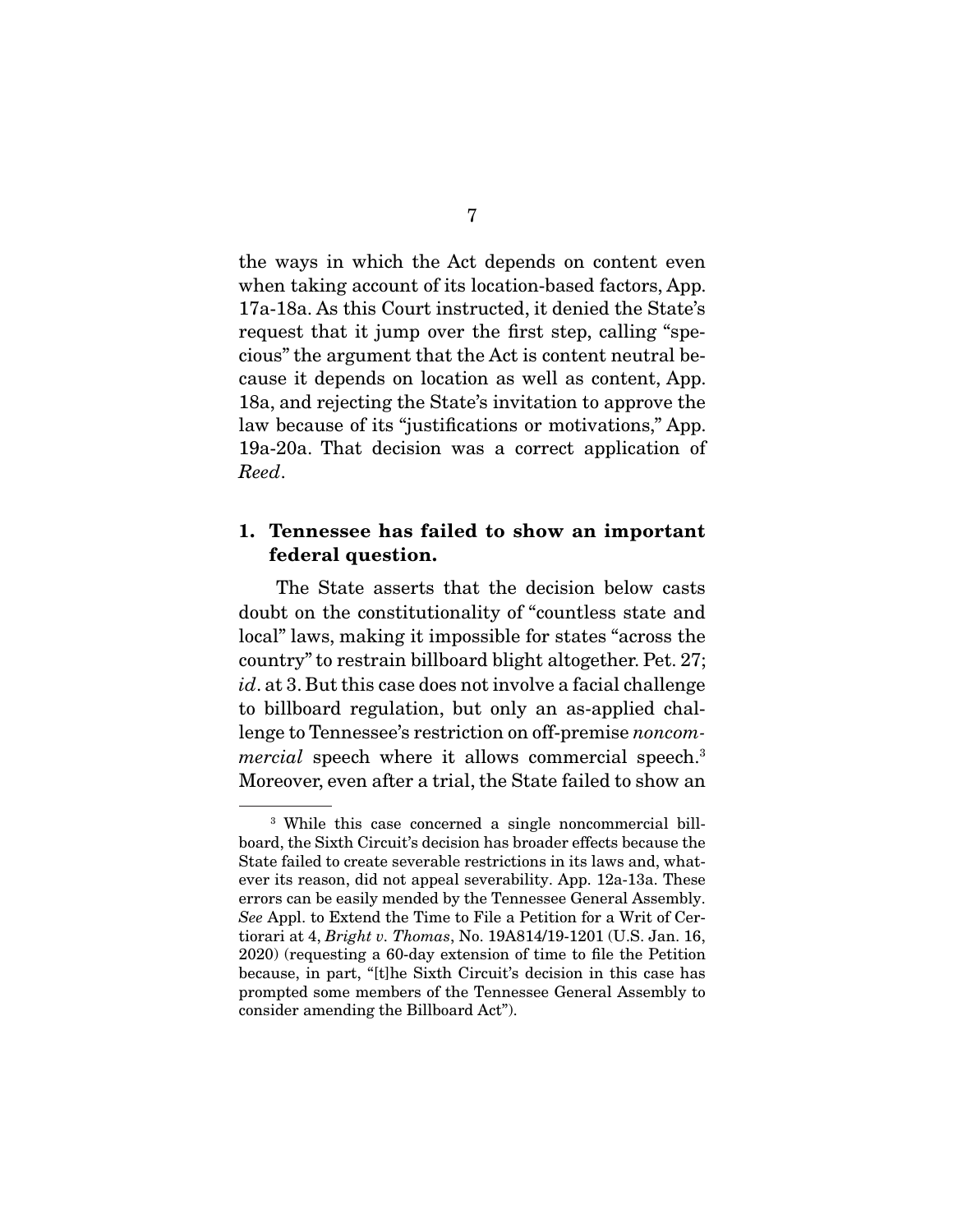the ways in which the Act depends on content even when taking account of its location-based factors, App. 17a-18a. As this Court instructed, it denied the State's request that it jump over the first step, calling "specious" the argument that the Act is content neutral because it depends on location as well as content, App. 18a, and rejecting the State's invitation to approve the law because of its "justifications or motivations," App. 19a-20a. That decision was a correct application of *Reed*.

### 1. Tennessee has failed to show an important federal question.

The State asserts that the decision below casts doubt on the constitutionality of "countless state and local" laws, making it impossible for states "across the country" to restrain billboard blight altogether. Pet. 27; *id*. at 3. But this case does not involve a facial challenge to billboard regulation, but only an as-applied challenge to Tennessee's restriction on off-premise *noncommercial* speech where it allows commercial speech.[3] Moreover, even after a trial, the State failed to show an

---

[3] While this case concerned a single noncommercial billboard, the Sixth Circuit's decision has broader effects because the State failed to create severable restrictions in its laws and, whatever its reason, did not appeal severability. App. 12a-13a. These errors can be easily mended by the Tennessee General Assembly. *See* Appl. to Extend the Time to File a Petition for a Writ of Certiorari at 4, *Bright v. Thomas*, No. 19A814/19-1201 (U.S. Jan. 16, 2020) (requesting a 60-day extension of time to file the Petition because, in part, "[t]he Sixth Circuit's decision in this case has prompted some members of the Tennessee General Assembly to consider amending the Billboard Act").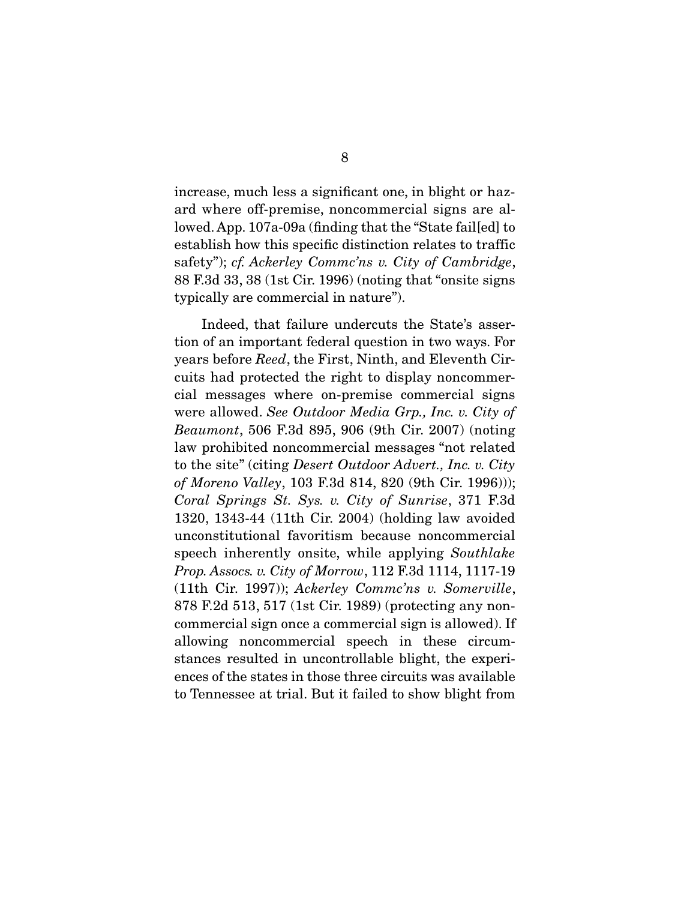increase, much less a significant one, in blight or hazard where off-premise, noncommercial signs are allowed. App. 107a-09a (finding that the "State fail[ed] to establish how this specific distinction relates to traffic safety"); *cf. Ackerley Commc'ns v. City of Cambridge*, 88 F.3d 33, 38 (1st Cir. 1996) (noting that "onsite signs typically are commercial in nature").

Indeed, that failure undercuts the State's assertion of an important federal question in two ways. For years before *Reed*, the First, Ninth, and Eleventh Circuits had protected the right to display noncommercial messages where on-premise commercial signs were allowed. *See Outdoor Media Grp., Inc. v. City of Beaumont*, 506 F.3d 895, 906 (9th Cir. 2007) (noting law prohibited noncommercial messages "not related to the site" (citing *Desert Outdoor Advert., Inc. v. City of Moreno Valley*, 103 F.3d 814, 820 (9th Cir. 1996))); *Coral Springs St. Sys. v. City of Sunrise*, 371 F.3d 1320, 1343-44 (11th Cir. 2004) (holding law avoided unconstitutional favoritism because noncommercial speech inherently onsite, while applying *Southlake Prop. Assocs. v. City of Morrow*, 112 F.3d 1114, 1117-19 (11th Cir. 1997)); *Ackerley Commc'ns v. Somerville*, 878 F.2d 513, 517 (1st Cir. 1989) (protecting any noncommercial sign once a commercial sign is allowed). If allowing noncommercial speech in these circumstances resulted in uncontrollable blight, the experiences of the states in those three circuits was available to Tennessee at trial. But it failed to show blight from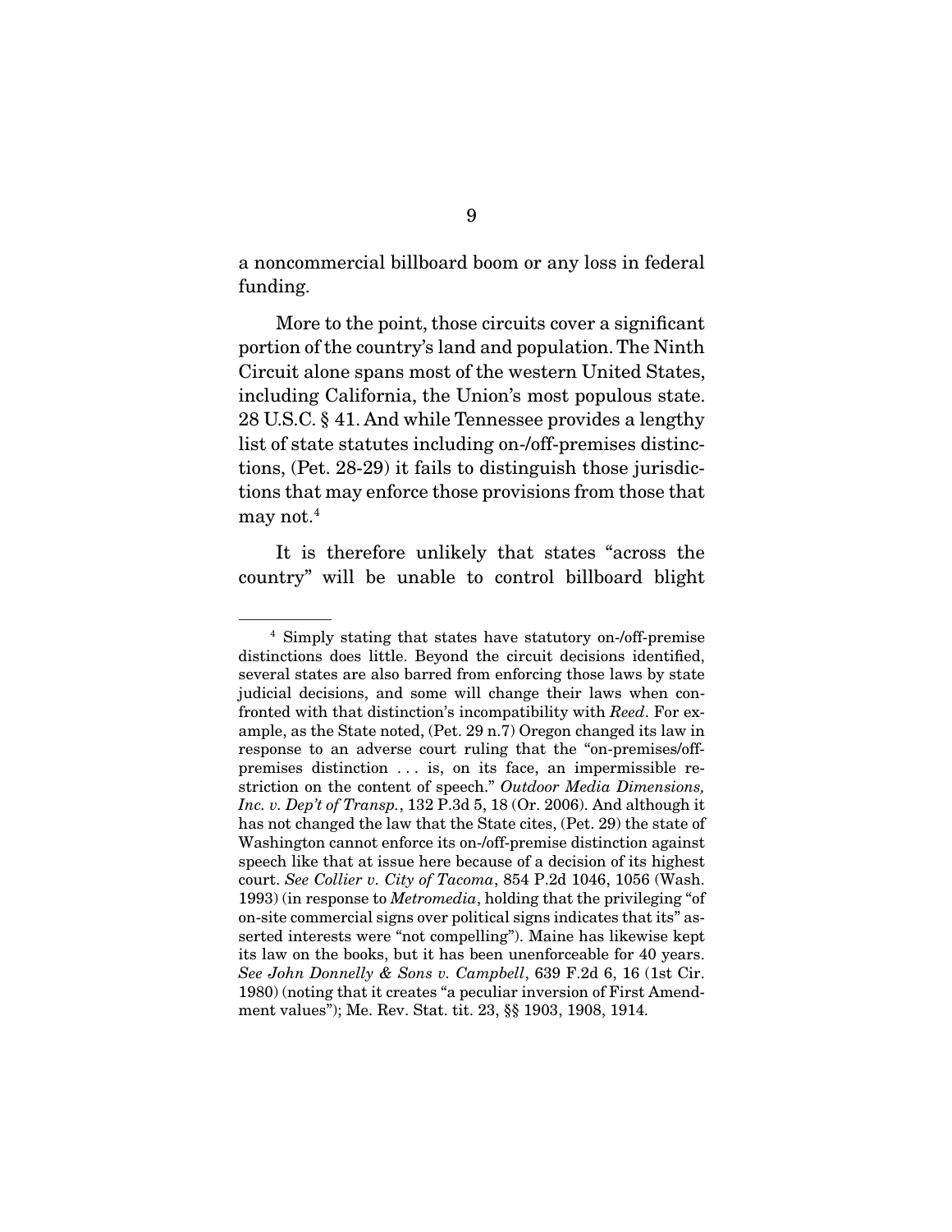a noncommercial billboard boom or any loss in federal funding.

More to the point, those circuits cover a significant portion of the country's land and population. The Ninth Circuit alone spans most of the western United States, including California, the Union's most populous state. 28 U.S.C. § 41. And while Tennessee provides a lengthy list of state statutes including on-/off-premises distinctions, (Pet. 28-29) it fails to distinguish those jurisdictions that may enforce those provisions from those that may not.[4]

It is therefore unlikely that states "across the country" will be unable to control billboard blight

---

[4] Simply stating that states have statutory on-/off-premise distinctions does little. Beyond the circuit decisions identified, several states are also barred from enforcing those laws by state judicial decisions, and some will change their laws when confronted with that distinction's incompatibility with *Reed*. For example, as the State noted, (Pet. 29 n.7) Oregon changed its law in response to an adverse court ruling that the "on-premises/off-premises distinction . . . is, on its face, an impermissible restriction on the content of speech." *Outdoor Media Dimensions, Inc. v. Dep't of Transp.*, 132 P.3d 5, 18 (Or. 2006). And although it has not changed the law that the State cites, (Pet. 29) the state of Washington cannot enforce its on-/off-premise distinction against speech like that at issue here because of a decision of its highest court. *See Collier v. City of Tacoma*, 854 P.2d 1046, 1056 (Wash. 1993) (in response to *Metromedia*, holding that the privileging "of on-site commercial signs over political signs indicates that its" asserted interests were "not compelling"). Maine has likewise kept its law on the books, but it has been unenforceable for 40 years. *See John Donnelly & Sons v. Campbell*, 639 F.2d 6, 16 (1st Cir. 1980) (noting that it creates "a peculiar inversion of First Amendment values"); Me. Rev. Stat. tit. 23, §§ 1903, 1908, 1914.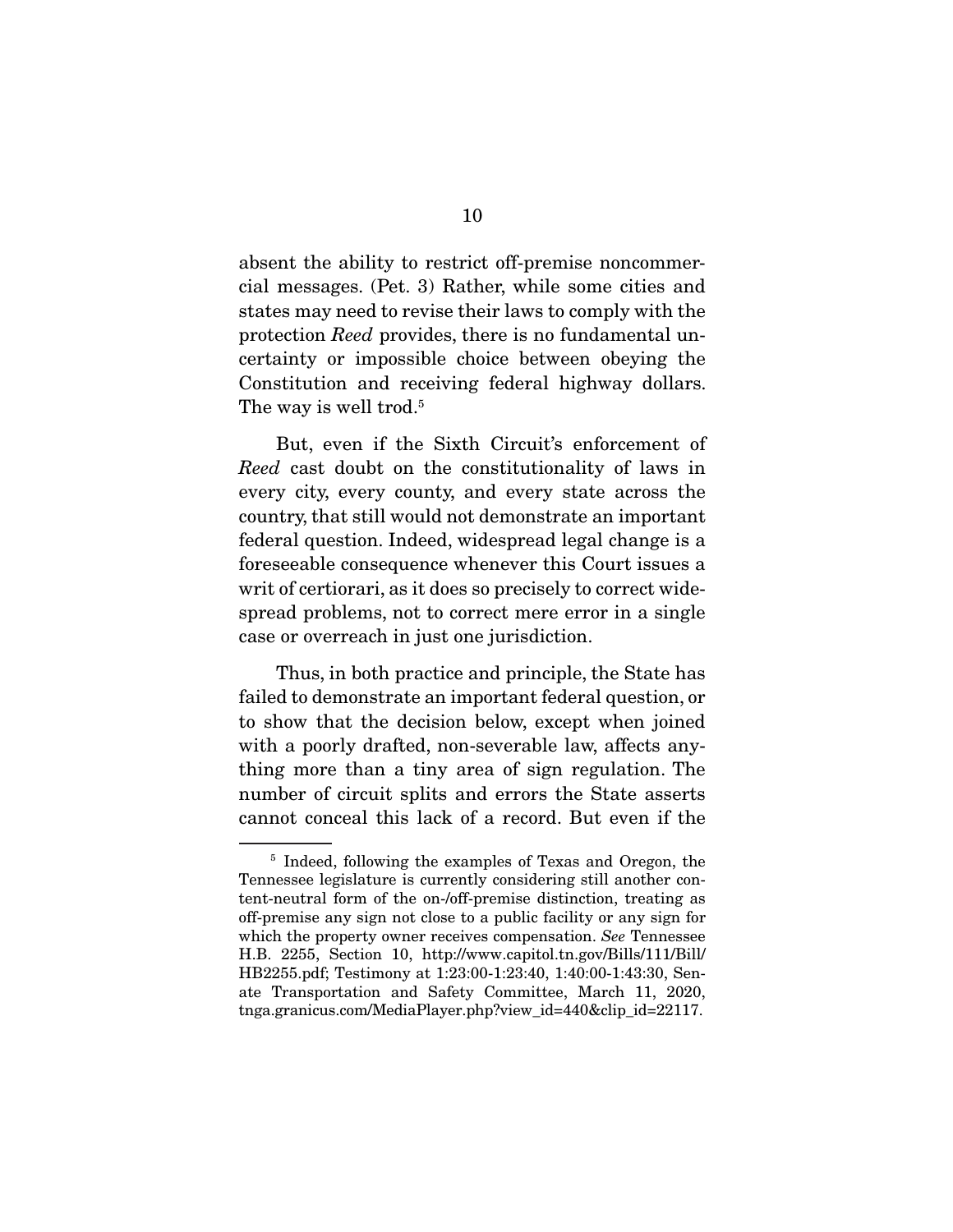absent the ability to restrict off-premise noncommercial messages. (Pet. 3) Rather, while some cities and states may need to revise their laws to comply with the protection *Reed* provides, there is no fundamental uncertainty or impossible choice between obeying the Constitution and receiving federal highway dollars. The way is well trod.[5]

But, even if the Sixth Circuit's enforcement of *Reed* cast doubt on the constitutionality of laws in every city, every county, and every state across the country, that still would not demonstrate an important federal question. Indeed, widespread legal change is a foreseeable consequence whenever this Court issues a writ of certiorari, as it does so precisely to correct widespread problems, not to correct mere error in a single case or overreach in just one jurisdiction.

Thus, in both practice and principle, the State has failed to demonstrate an important federal question, or to show that the decision below, except when joined with a poorly drafted, non-severable law, affects anything more than a tiny area of sign regulation. The number of circuit splits and errors the State asserts cannot conceal this lack of a record. But even if the

[5] Indeed, following the examples of Texas and Oregon, the Tennessee legislature is currently considering still another content-neutral form of the on-/off-premise distinction, treating as off-premise any sign not close to a public facility or any sign for which the property owner receives compensation. *See* Tennessee H.B. 2255, Section 10, http://www.capitol.tn.gov/Bills/111/Bill/HB2255.pdf; Testimony at 1:23:00-1:23:40, 1:40:00-1:43:30, Senate Transportation and Safety Committee, March 11, 2020, tnga.granicus.com/MediaPlayer.php?view_id=440&clip_id=22117.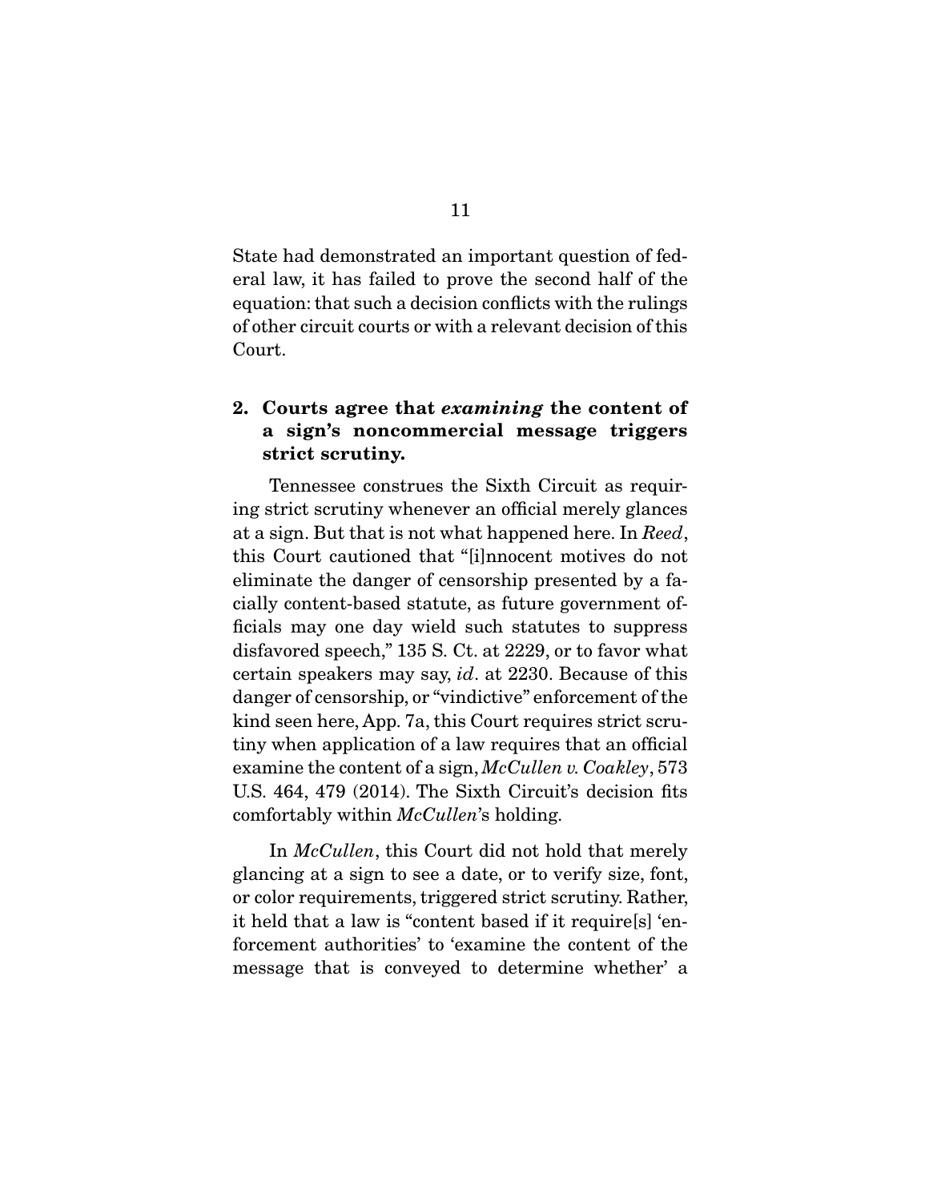State had demonstrated an important question of federal law, it has failed to prove the second half of the equation: that such a decision conflicts with the rulings of other circuit courts or with a relevant decision of this Court.

### 2. Courts agree that *examining* the content of a sign's noncommercial message triggers strict scrutiny.

Tennessee construes the Sixth Circuit as requiring strict scrutiny whenever an official merely glances at a sign. But that is not what happened here. In *Reed*, this Court cautioned that "[i]nnocent motives do not eliminate the danger of censorship presented by a facially content-based statute, as future government officials may one day wield such statutes to suppress disfavored speech," 135 S. Ct. at 2229, or to favor what certain speakers may say, *id*. at 2230. Because of this danger of censorship, or "vindictive" enforcement of the kind seen here, App. 7a, this Court requires strict scrutiny when application of a law requires that an official examine the content of a sign, *McCullen v. Coakley*, 573 U.S. 464, 479 (2014). The Sixth Circuit's decision fits comfortably within *McCullen*'s holding.

In *McCullen*, this Court did not hold that merely glancing at a sign to see a date, or to verify size, font, or color requirements, triggered strict scrutiny. Rather, it held that a law is "content based if it require[s] 'enforcement authorities' to 'examine the content of the message that is conveyed to determine whether' a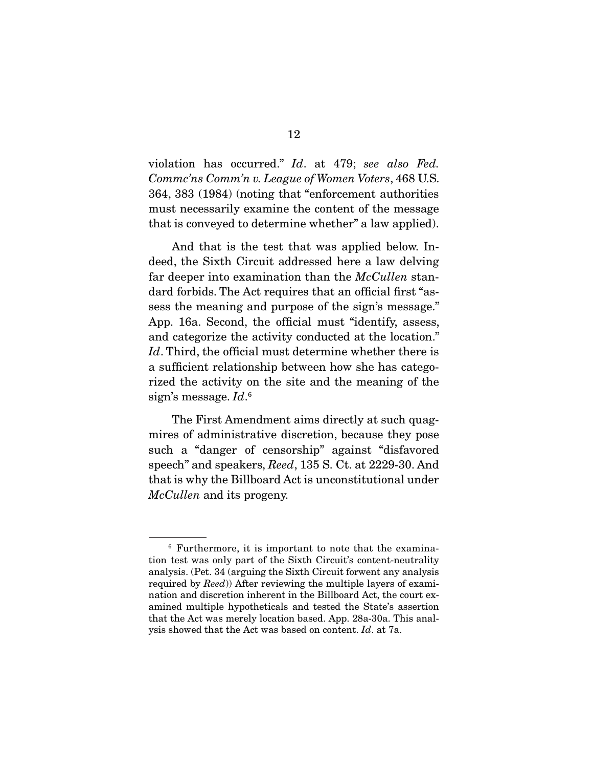violation has occurred." *Id*. at 479; *see also Fed. Commc'ns Comm'n v. League of Women Voters*, 468 U.S. 364, 383 (1984) (noting that "enforcement authorities must necessarily examine the content of the message that is conveyed to determine whether" a law applied).

And that is the test that was applied below. Indeed, the Sixth Circuit addressed here a law delving far deeper into examination than the *McCullen* standard forbids. The Act requires that an official first "assess the meaning and purpose of the sign's message." App. 16a. Second, the official must "identify, assess, and categorize the activity conducted at the location." *Id*. Third, the official must determine whether there is a sufficient relationship between how she has categorized the activity on the site and the meaning of the sign's message. *Id*.[6]

The First Amendment aims directly at such quagmires of administrative discretion, because they pose such a "danger of censorship" against "disfavored speech" and speakers, *Reed*, 135 S. Ct. at 2229-30. And that is why the Billboard Act is unconstitutional under *McCullen* and its progeny.

---

[6] Furthermore, it is important to note that the examination test was only part of the Sixth Circuit's content-neutrality analysis. (Pet. 34 (arguing the Sixth Circuit forwent any analysis required by *Reed*)) After reviewing the multiple layers of examination and discretion inherent in the Billboard Act, the court examined multiple hypotheticals and tested the State's assertion that the Act was merely location based. App. 28a-30a. This analysis showed that the Act was based on content. *Id*. at 7a.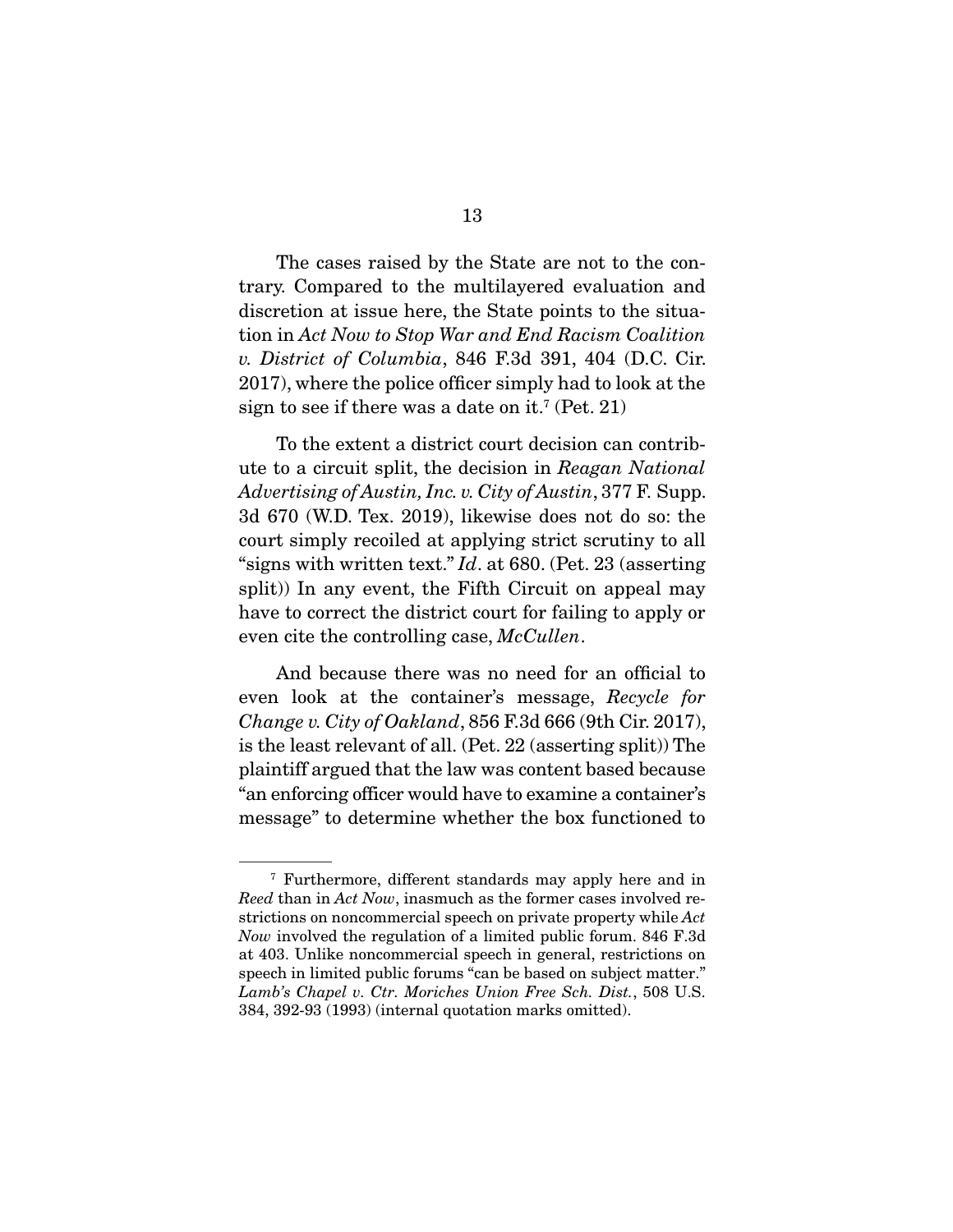The cases raised by the State are not to the contrary. Compared to the multilayered evaluation and discretion at issue here, the State points to the situation in *Act Now to Stop War and End Racism Coalition v. District of Columbia*, 846 F.3d 391, 404 (D.C. Cir. 2017), where the police officer simply had to look at the sign to see if there was a date on it.[7] (Pet. 21)

To the extent a district court decision can contribute to a circuit split, the decision in *Reagan National Advertising of Austin, Inc. v. City of Austin*, 377 F. Supp. 3d 670 (W.D. Tex. 2019), likewise does not do so: the court simply recoiled at applying strict scrutiny to all "signs with written text." *Id*. at 680. (Pet. 23 (asserting split)) In any event, the Fifth Circuit on appeal may have to correct the district court for failing to apply or even cite the controlling case, *McCullen*.

And because there was no need for an official to even look at the container's message, *Recycle for Change v. City of Oakland*, 856 F.3d 666 (9th Cir. 2017), is the least relevant of all. (Pet. 22 (asserting split)) The plaintiff argued that the law was content based because "an enforcing officer would have to examine a container's message" to determine whether the box functioned to

---

[7] Furthermore, different standards may apply here and in *Reed* than in *Act Now*, inasmuch as the former cases involved restrictions on noncommercial speech on private property while *Act Now* involved the regulation of a limited public forum. 846 F.3d at 403. Unlike noncommercial speech in general, restrictions on speech in limited public forums "can be based on subject matter." *Lamb's Chapel v. Ctr. Moriches Union Free Sch. Dist.*, 508 U.S. 384, 392-93 (1993) (internal quotation marks omitted).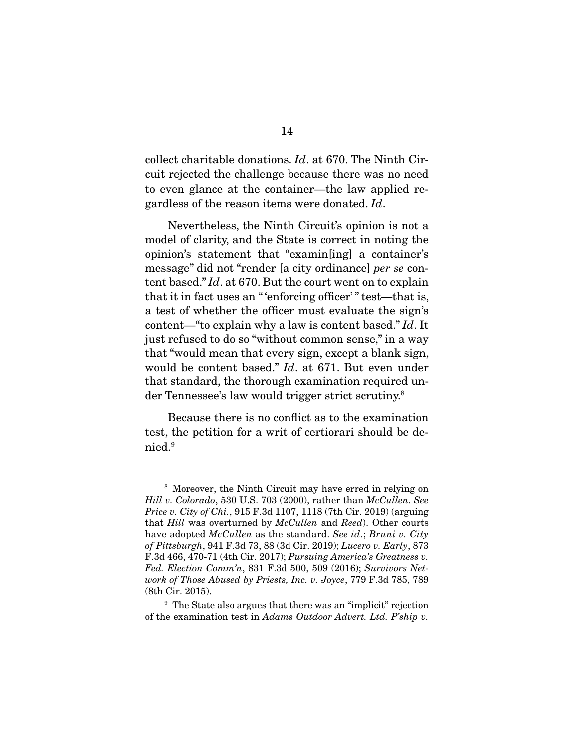collect charitable donations. *Id*. at 670. The Ninth Circuit rejected the challenge because there was no need to even glance at the container—the law applied regardless of the reason items were donated. *Id*.

Nevertheless, the Ninth Circuit's opinion is not a model of clarity, and the State is correct in noting the opinion's statement that "examin[ing] a container's message" did not "render [a city ordinance] *per se* content based." *Id*. at 670. But the court went on to explain that it in fact uses an "'enforcing officer'" test—that is, a test of whether the officer must evaluate the sign's content—"to explain why a law is content based." *Id*. It just refused to do so "without common sense," in a way that "would mean that every sign, except a blank sign, would be content based." *Id*. at 671. But even under that standard, the thorough examination required under Tennessee's law would trigger strict scrutiny.[8]

Because there is no conflict as to the examination test, the petition for a writ of certiorari should be denied.[9]

---

[8] Moreover, the Ninth Circuit may have erred in relying on *Hill v. Colorado*, 530 U.S. 703 (2000), rather than *McCullen*. *See Price v. City of Chi.*, 915 F.3d 1107, 1118 (7th Cir. 2019) (arguing that *Hill* was overturned by *McCullen* and *Reed*). Other courts have adopted *McCullen* as the standard. *See id*.; *Bruni v. City of Pittsburgh*, 941 F.3d 73, 88 (3d Cir. 2019); *Lucero v. Early*, 873 F.3d 466, 470-71 (4th Cir. 2017); *Pursuing America's Greatness v. Fed. Election Comm'n*, 831 F.3d 500, 509 (2016); *Survivors Network of Those Abused by Priests, Inc. v. Joyce*, 779 F.3d 785, 789 (8th Cir. 2015).

[9] The State also argues that there was an "implicit" rejection of the examination test in *Adams Outdoor Advert. Ltd. P'ship v.*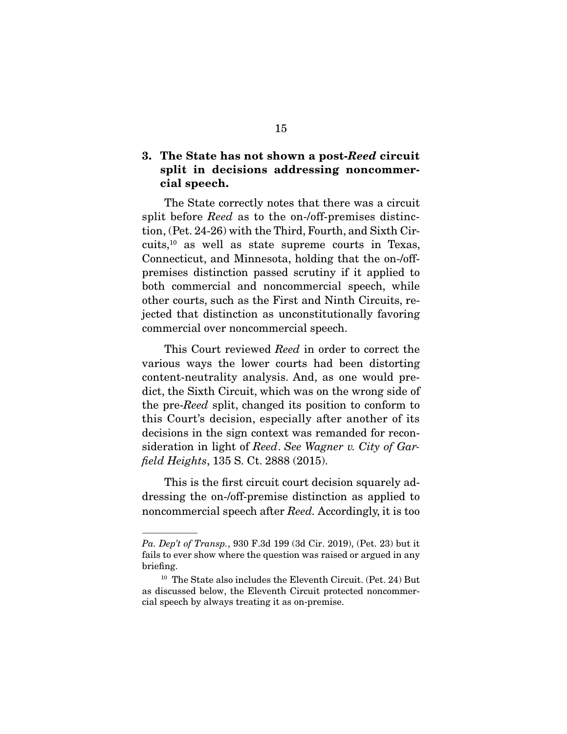### 3. The State has not shown a post-*Reed* circuit split in decisions addressing noncommercial speech.

The State correctly notes that there was a circuit split before *Reed* as to the on-/off-premises distinction, (Pet. 24-26) with the Third, Fourth, and Sixth Circuits,[10] as well as state supreme courts in Texas, Connecticut, and Minnesota, holding that the on-/off-premises distinction passed scrutiny if it applied to both commercial and noncommercial speech, while other courts, such as the First and Ninth Circuits, rejected that distinction as unconstitutionally favoring commercial over noncommercial speech.

This Court reviewed *Reed* in order to correct the various ways the lower courts had been distorting content-neutrality analysis. And, as one would predict, the Sixth Circuit, which was on the wrong side of the pre-*Reed* split, changed its position to conform to this Court's decision, especially after another of its decisions in the sign context was remanded for reconsideration in light of *Reed*. *See Wagner v. City of Garfield Heights*, 135 S. Ct. 2888 (2015).

This is the first circuit court decision squarely addressing the on-/off-premise distinction as applied to noncommercial speech after *Reed.* Accordingly, it is too

---

*Pa. Dep't of Transp.*, 930 F.3d 199 (3d Cir. 2019), (Pet. 23) but it fails to ever show where the question was raised or argued in any briefing.

[10] The State also includes the Eleventh Circuit. (Pet. 24) But as discussed below, the Eleventh Circuit protected noncommercial speech by always treating it as on-premise.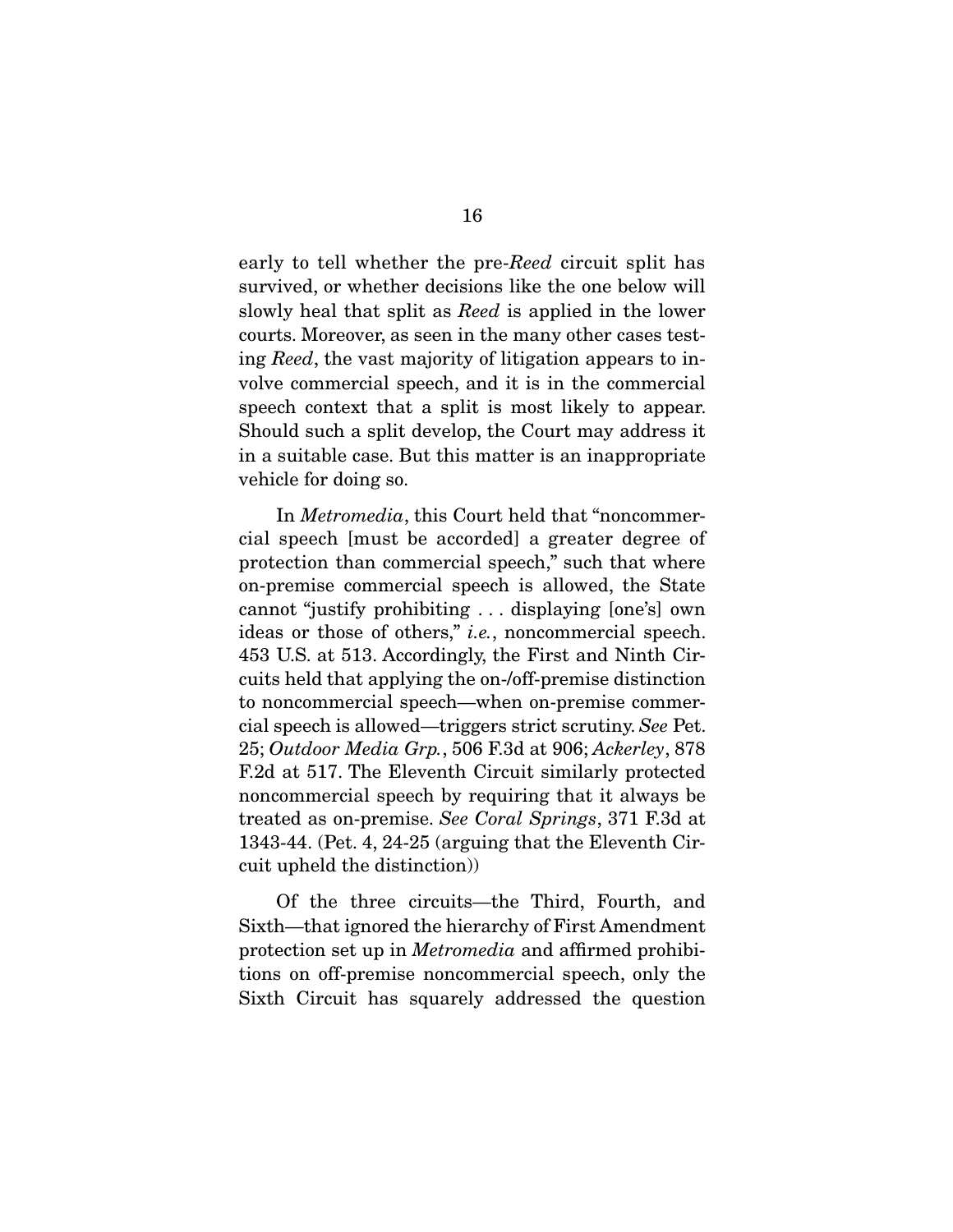early to tell whether the pre-*Reed* circuit split has survived, or whether decisions like the one below will slowly heal that split as *Reed* is applied in the lower courts. Moreover, as seen in the many other cases testing *Reed*, the vast majority of litigation appears to involve commercial speech, and it is in the commercial speech context that a split is most likely to appear. Should such a split develop, the Court may address it in a suitable case. But this matter is an inappropriate vehicle for doing so.

In *Metromedia*, this Court held that "noncommercial speech [must be accorded] a greater degree of protection than commercial speech," such that where on-premise commercial speech is allowed, the State cannot "justify prohibiting . . . displaying [one's] own ideas or those of others," *i.e.*, noncommercial speech. 453 U.S. at 513. Accordingly, the First and Ninth Circuits held that applying the on-/off-premise distinction to noncommercial speech—when on-premise commercial speech is allowed—triggers strict scrutiny. *See* Pet. 25; *Outdoor Media Grp.*, 506 F.3d at 906; *Ackerley*, 878 F.2d at 517. The Eleventh Circuit similarly protected noncommercial speech by requiring that it always be treated as on-premise. *See Coral Springs*, 371 F.3d at 1343-44. (Pet. 4, 24-25 (arguing that the Eleventh Circuit upheld the distinction))

Of the three circuits—the Third, Fourth, and Sixth—that ignored the hierarchy of First Amendment protection set up in *Metromedia* and affirmed prohibitions on off-premise noncommercial speech, only the Sixth Circuit has squarely addressed the question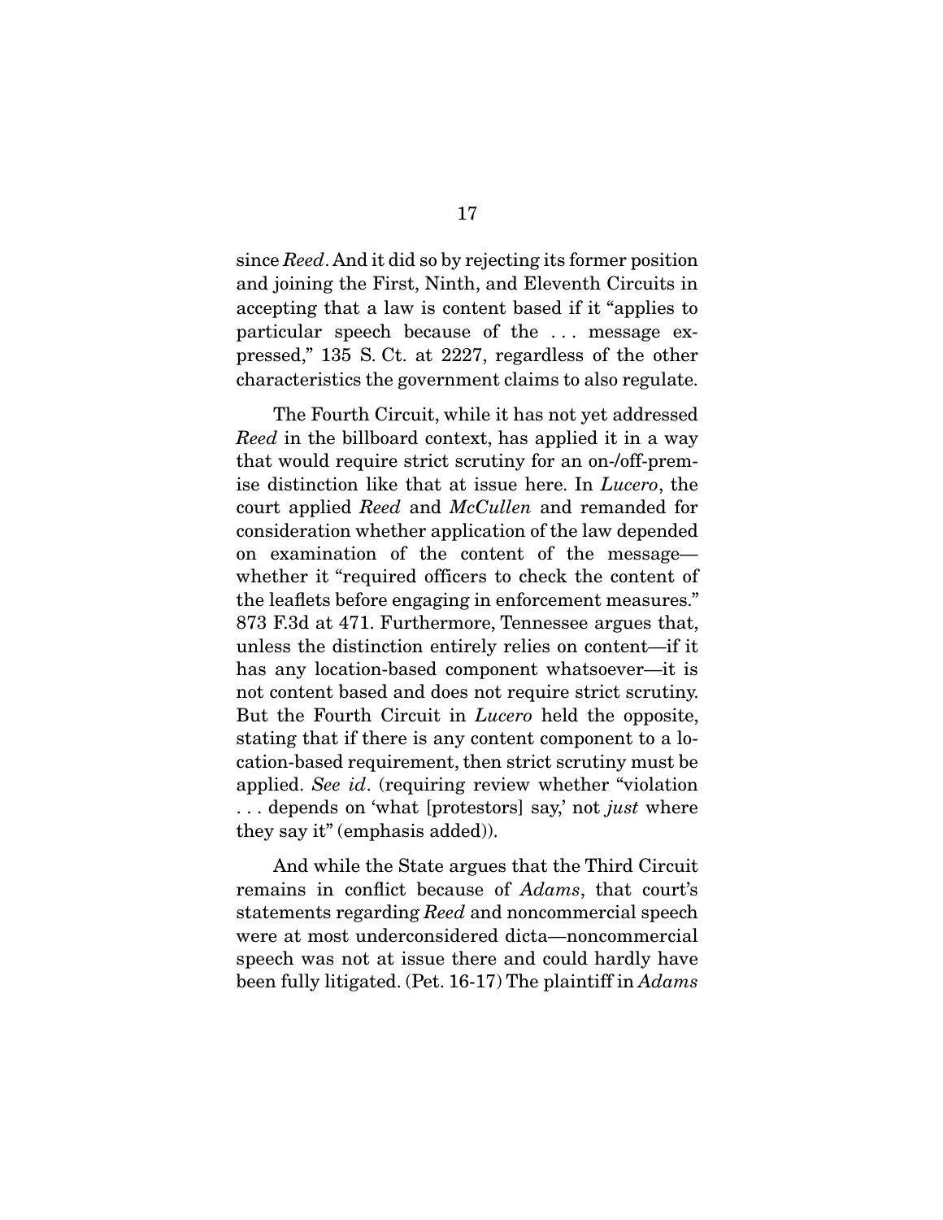since *Reed*. And it did so by rejecting its former position and joining the First, Ninth, and Eleventh Circuits in accepting that a law is content based if it "applies to particular speech because of the . . . message expressed," 135 S. Ct. at 2227, regardless of the other characteristics the government claims to also regulate.

The Fourth Circuit, while it has not yet addressed *Reed* in the billboard context, has applied it in a way that would require strict scrutiny for an on-/off-premise distinction like that at issue here. In *Lucero*, the court applied *Reed* and *McCullen* and remanded for consideration whether application of the law depended on examination of the content of the message—whether it "required officers to check the content of the leaflets before engaging in enforcement measures." 873 F.3d at 471. Furthermore, Tennessee argues that, unless the distinction entirely relies on content—if it has any location-based component whatsoever—it is not content based and does not require strict scrutiny. But the Fourth Circuit in *Lucero* held the opposite, stating that if there is any content component to a location-based requirement, then strict scrutiny must be applied. *See id*. (requiring review whether "violation . . . depends on 'what [protestors] say,' not *just* where they say it" (emphasis added)).

And while the State argues that the Third Circuit remains in conflict because of *Adams*, that court's statements regarding *Reed* and noncommercial speech were at most underconsidered dicta—noncommercial speech was not at issue there and could hardly have been fully litigated. (Pet. 16-17) The plaintiff in *Adams*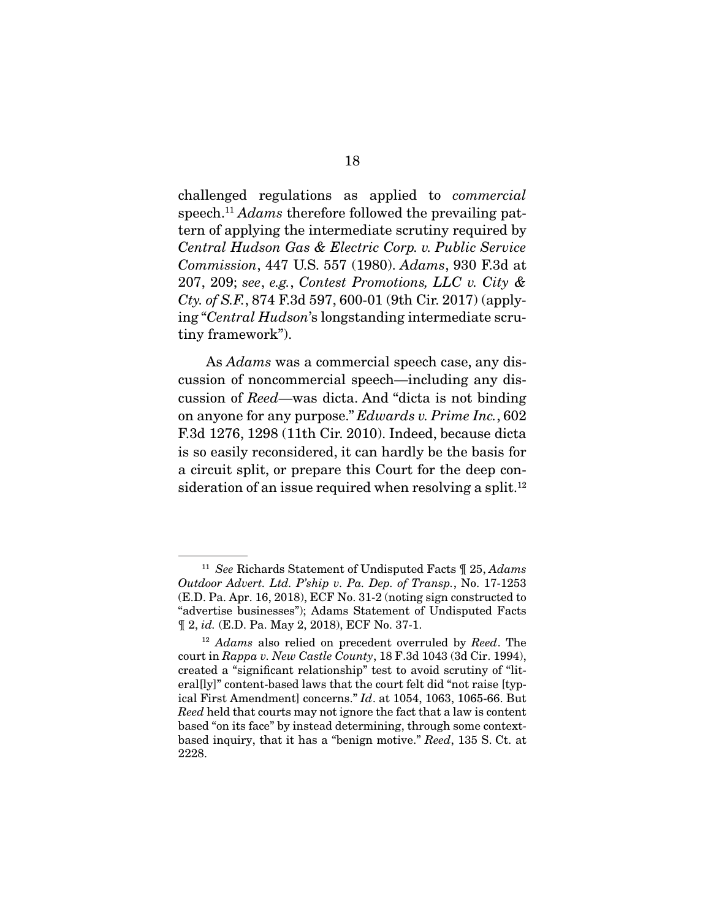challenged regulations as applied to *commercial* speech.[11] *Adams* therefore followed the prevailing pattern of applying the intermediate scrutiny required by *Central Hudson Gas & Electric Corp. v. Public Service Commission*, 447 U.S. 557 (1980). *Adams*, 930 F.3d at 207, 209; *see*, *e.g.*, *Contest Promotions, LLC v. City & Cty. of S.F.*, 874 F.3d 597, 600-01 (9th Cir. 2017) (applying "*Central Hudson*'s longstanding intermediate scrutiny framework").

As *Adams* was a commercial speech case, any discussion of noncommercial speech—including any discussion of *Reed*—was dicta. And "dicta is not binding on anyone for any purpose." *Edwards v. Prime Inc.*, 602 F.3d 1276, 1298 (11th Cir. 2010). Indeed, because dicta is so easily reconsidered, it can hardly be the basis for a circuit split, or prepare this Court for the deep consideration of an issue required when resolving a split.[12]

---

[11] *See* Richards Statement of Undisputed Facts ¶ 25, *Adams Outdoor Advert. Ltd. P'ship v. Pa. Dep. of Transp.*, No. 17-1253 (E.D. Pa. Apr. 16, 2018), ECF No. 31-2 (noting sign constructed to "advertise businesses"); Adams Statement of Undisputed Facts ¶ 2, *id.* (E.D. Pa. May 2, 2018), ECF No. 37-1.

[12] *Adams* also relied on precedent overruled by *Reed*. The court in *Rappa v. New Castle County*, 18 F.3d 1043 (3d Cir. 1994), created a "significant relationship" test to avoid scrutiny of "literal[ly]" content-based laws that the court felt did "not raise [typical First Amendment] concerns." *Id*. at 1054, 1063, 1065-66. But *Reed* held that courts may not ignore the fact that a law is content based "on its face" by instead determining, through some context-based inquiry, that it has a "benign motive." *Reed*, 135 S. Ct. at 2228.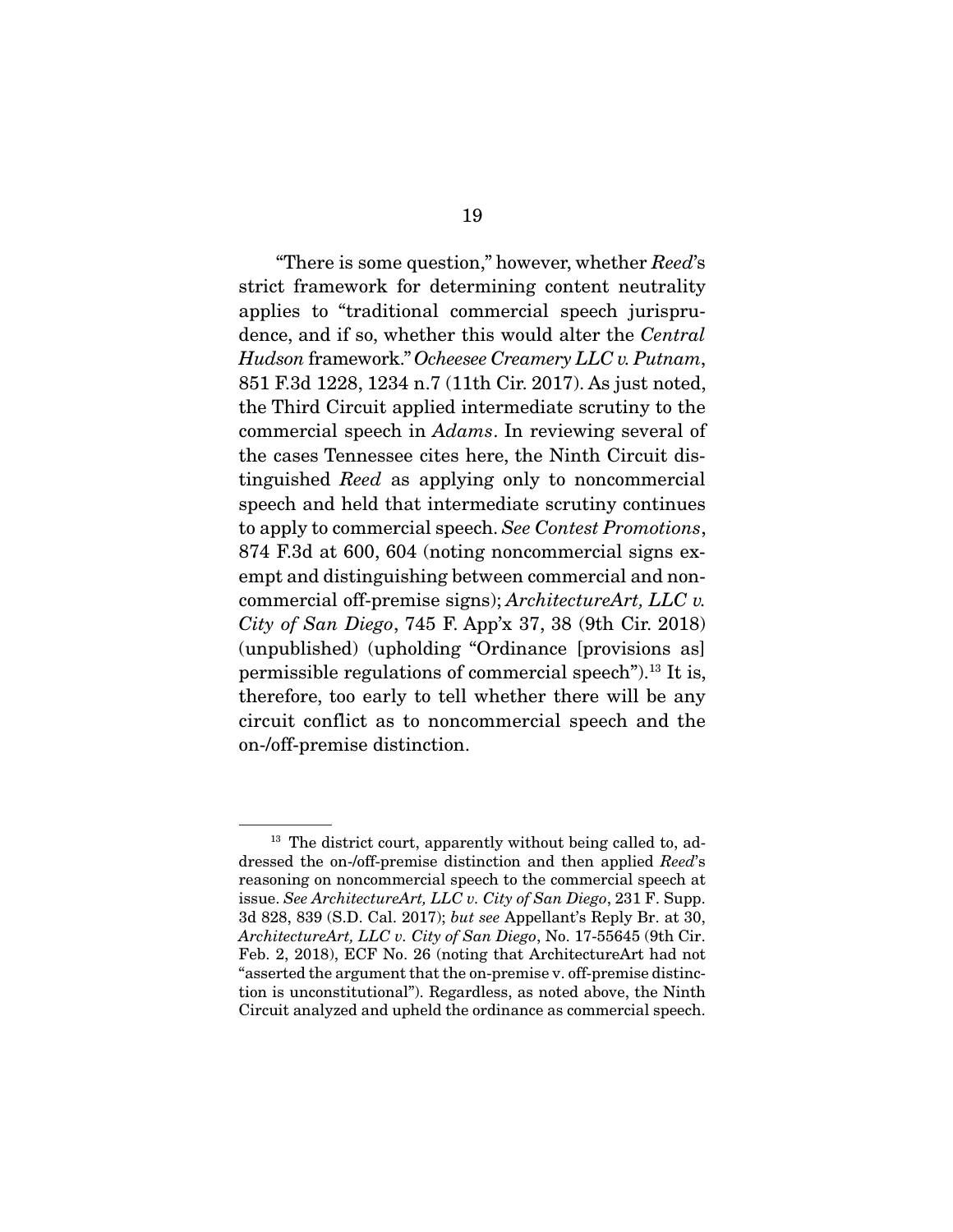"There is some question," however, whether *Reed*'s strict framework for determining content neutrality applies to "traditional commercial speech jurisprudence, and if so, whether this would alter the *Central Hudson* framework." *Ocheesee Creamery LLC v. Putnam*, 851 F.3d 1228, 1234 n.7 (11th Cir. 2017). As just noted, the Third Circuit applied intermediate scrutiny to the commercial speech in *Adams*. In reviewing several of the cases Tennessee cites here, the Ninth Circuit distinguished *Reed* as applying only to noncommercial speech and held that intermediate scrutiny continues to apply to commercial speech. *See Contest Promotions*, 874 F.3d at 600, 604 (noting noncommercial signs exempt and distinguishing between commercial and noncommercial off-premise signs); *ArchitectureArt, LLC v. City of San Diego*, 745 F. App'x 37, 38 (9th Cir. 2018) (unpublished) (upholding "Ordinance [provisions as] permissible regulations of commercial speech").[13] It is, therefore, too early to tell whether there will be any circuit conflict as to noncommercial speech and the on-/off-premise distinction.

---

[13] The district court, apparently without being called to, addressed the on-/off-premise distinction and then applied *Reed*'s reasoning on noncommercial speech to the commercial speech at issue. *See ArchitectureArt, LLC v. City of San Diego*, 231 F. Supp. 3d 828, 839 (S.D. Cal. 2017); *but see* Appellant's Reply Br. at 30, *ArchitectureArt, LLC v. City of San Diego*, No. 17-55645 (9th Cir. Feb. 2, 2018), ECF No. 26 (noting that ArchitectureArt had not "asserted the argument that the on-premise v. off-premise distinction is unconstitutional"). Regardless, as noted above, the Ninth Circuit analyzed and upheld the ordinance as commercial speech.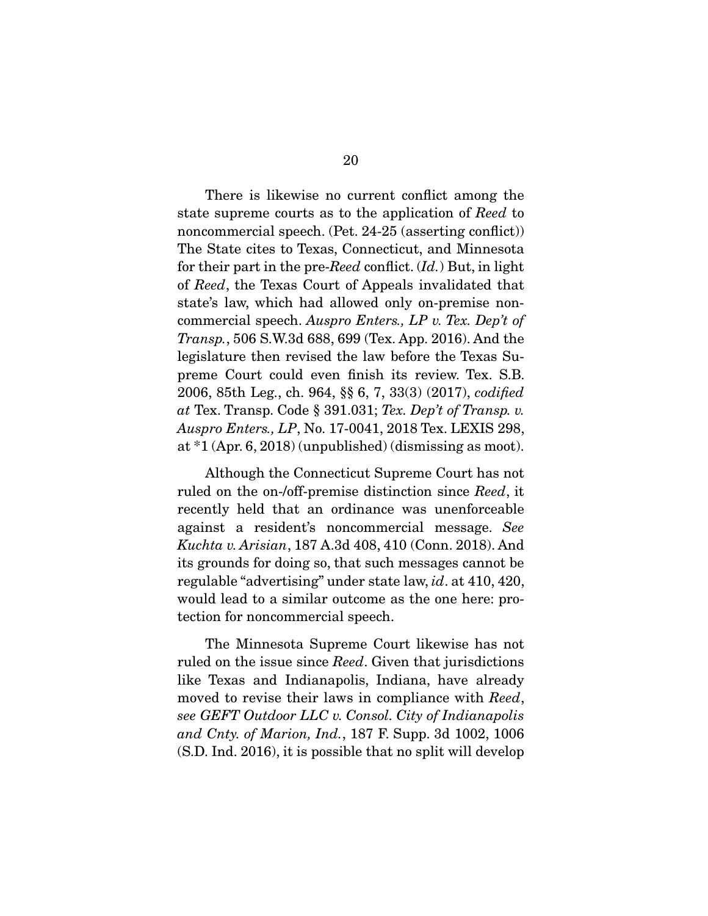There is likewise no current conflict among the state supreme courts as to the application of *Reed* to noncommercial speech. (Pet. 24-25 (asserting conflict)) The State cites to Texas, Connecticut, and Minnesota for their part in the pre-*Reed* conflict. (*Id.*) But, in light of *Reed*, the Texas Court of Appeals invalidated that state's law, which had allowed only on-premise noncommercial speech. *Auspro Enters., LP v. Tex. Dep't of Transp.*, 506 S.W.3d 688, 699 (Tex. App. 2016). And the legislature then revised the law before the Texas Supreme Court could even finish its review. Tex. S.B. 2006, 85th Leg., ch. 964, §§ 6, 7, 33(3) (2017), *codified at* Tex. Transp. Code § 391.031; *Tex. Dep't of Transp. v. Auspro Enters., LP*, No. 17-0041, 2018 Tex. LEXIS 298, at *1 (Apr. 6, 2018) (unpublished) (dismissing as moot).

Although the Connecticut Supreme Court has not ruled on the on-/off-premise distinction since *Reed*, it recently held that an ordinance was unenforceable against a resident's noncommercial message. *See Kuchta v. Arisian*, 187 A.3d 408, 410 (Conn. 2018). And its grounds for doing so, that such messages cannot be regulable "advertising" under state law, *id*. at 410, 420, would lead to a similar outcome as the one here: protection for noncommercial speech.

The Minnesota Supreme Court likewise has not ruled on the issue since *Reed*. Given that jurisdictions like Texas and Indianapolis, Indiana, have already moved to revise their laws in compliance with *Reed*, *see GEFT Outdoor LLC v. Consol. City of Indianapolis and Cnty. of Marion, Ind.*, 187 F. Supp. 3d 1002, 1006 (S.D. Ind. 2016), it is possible that no split will develop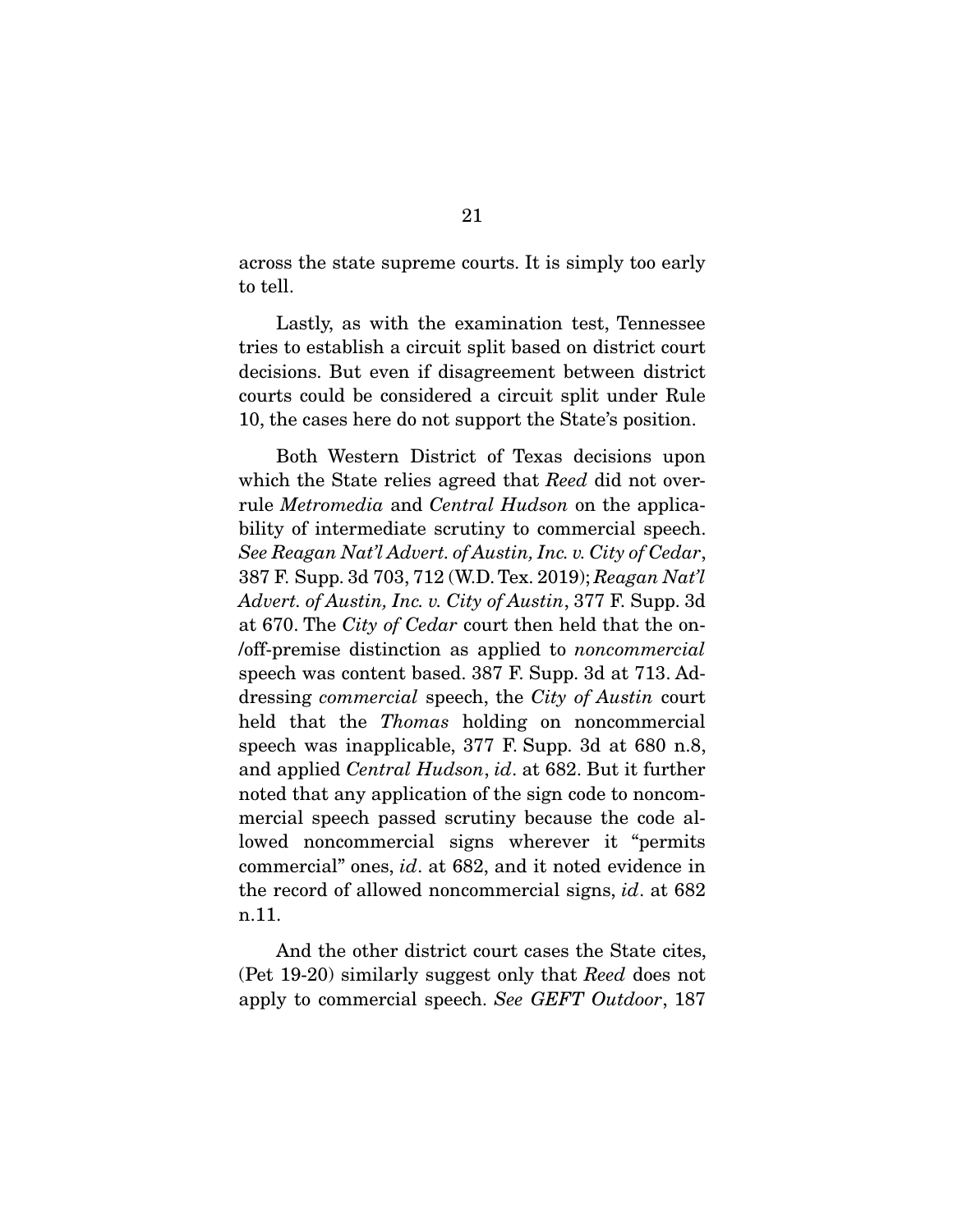across the state supreme courts. It is simply too early to tell.

Lastly, as with the examination test, Tennessee tries to establish a circuit split based on district court decisions. But even if disagreement between district courts could be considered a circuit split under Rule 10, the cases here do not support the State's position.

Both Western District of Texas decisions upon which the State relies agreed that *Reed* did not overrule *Metromedia* and *Central Hudson* on the applicability of intermediate scrutiny to commercial speech. *See Reagan Nat'l Advert. of Austin, Inc. v. City of Cedar*, 387 F. Supp. 3d 703, 712 (W.D. Tex. 2019); *Reagan Nat'l Advert. of Austin, Inc. v. City of Austin*, 377 F. Supp. 3d at 670. The *City of Cedar* court then held that the on-/off-premise distinction as applied to *noncommercial* speech was content based. 387 F. Supp. 3d at 713. Addressing *commercial* speech, the *City of Austin* court held that the *Thomas* holding on noncommercial speech was inapplicable, 377 F. Supp. 3d at 680 n.8, and applied *Central Hudson*, *id*. at 682. But it further noted that any application of the sign code to noncommercial speech passed scrutiny because the code allowed noncommercial signs wherever it "permits commercial" ones, *id*. at 682, and it noted evidence in the record of allowed noncommercial signs, *id*. at 682 n.11.

And the other district court cases the State cites, (Pet 19-20) similarly suggest only that *Reed* does not apply to commercial speech. *See GEFT Outdoor*, 187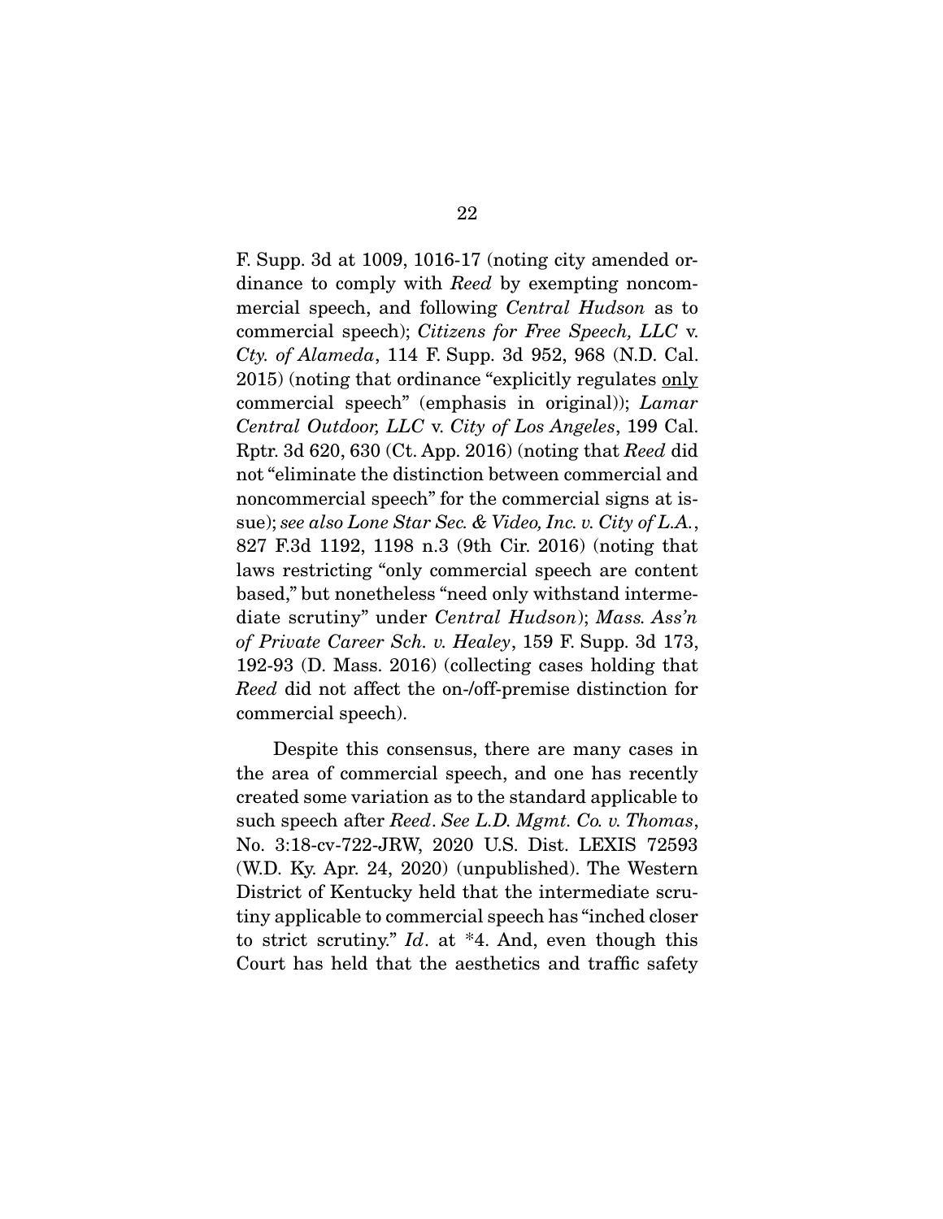F. Supp. 3d at 1009, 1016-17 (noting city amended ordinance to comply with *Reed* by exempting noncommercial speech, and following *Central Hudson* as to commercial speech); *Citizens for Free Speech, LLC* v. *Cty. of Alameda*, 114 F. Supp. 3d 952, 968 (N.D. Cal. 2015) (noting that ordinance "explicitly regulates <u>only</u> commercial speech" (emphasis in original)); *Lamar Central Outdoor, LLC* v. *City of Los Angeles*, 199 Cal. Rptr. 3d 620, 630 (Ct. App. 2016) (noting that *Reed* did not "eliminate the distinction between commercial and noncommercial speech" for the commercial signs at issue); *see also Lone Star Sec. & Video, Inc. v. City of L.A.*, 827 F.3d 1192, 1198 n.3 (9th Cir. 2016) (noting that laws restricting "only commercial speech are content based," but nonetheless "need only withstand intermediate scrutiny" under *Central Hudson*); *Mass. Ass'n of Private Career Sch. v. Healey*, 159 F. Supp. 3d 173, 192-93 (D. Mass. 2016) (collecting cases holding that *Reed* did not affect the on-/off-premise distinction for commercial speech).

Despite this consensus, there are many cases in the area of commercial speech, and one has recently created some variation as to the standard applicable to such speech after *Reed*. *See L.D. Mgmt. Co. v. Thomas*, No. 3:18-cv-722-JRW, 2020 U.S. Dist. LEXIS 72593 (W.D. Ky. Apr. 24, 2020) (unpublished). The Western District of Kentucky held that the intermediate scrutiny applicable to commercial speech has "inched closer to strict scrutiny." *Id*. at *4. And, even though this Court has held that the aesthetics and traffic safety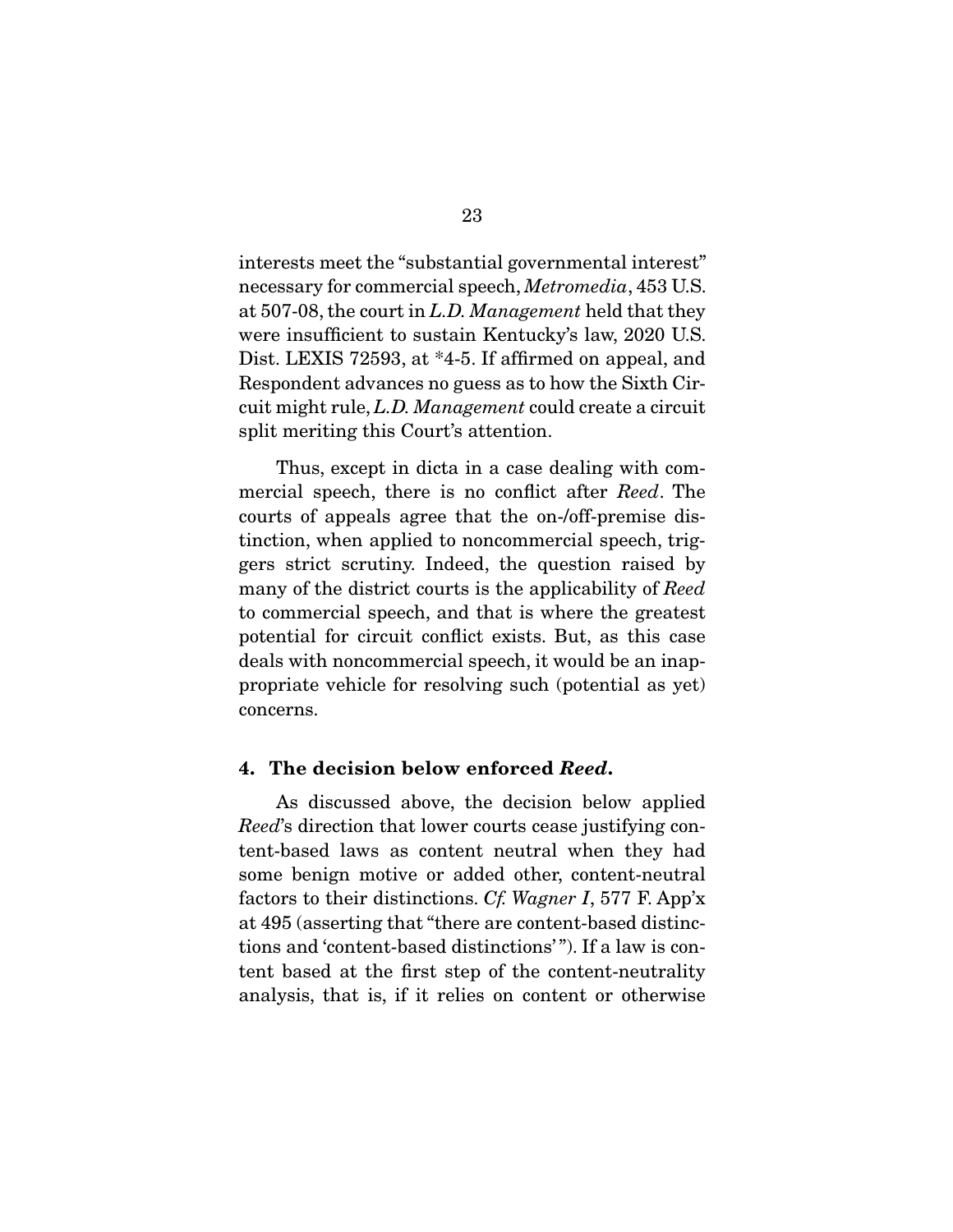interests meet the "substantial governmental interest" necessary for commercial speech, *Metromedia*, 453 U.S. at 507-08, the court in *L.D. Management* held that they were insufficient to sustain Kentucky's law, 2020 U.S. Dist. LEXIS 72593, at *4-5. If affirmed on appeal, and Respondent advances no guess as to how the Sixth Circuit might rule, *L.D. Management* could create a circuit split meriting this Court's attention.

Thus, except in dicta in a case dealing with commercial speech, there is no conflict after *Reed*. The courts of appeals agree that the on-/off-premise distinction, when applied to noncommercial speech, triggers strict scrutiny. Indeed, the question raised by many of the district courts is the applicability of *Reed* to commercial speech, and that is where the greatest potential for circuit conflict exists. But, as this case deals with noncommercial speech, it would be an inappropriate vehicle for resolving such (potential as yet) concerns.

#### 4. The decision below enforced *Reed*.

As discussed above, the decision below applied *Reed*'s direction that lower courts cease justifying content-based laws as content neutral when they had some benign motive or added other, content-neutral factors to their distinctions. *Cf. Wagner I*, 577 F. App'x at 495 (asserting that "there are content-based distinctions and 'content-based distinctions' "). If a law is content based at the first step of the content-neutrality analysis, that is, if it relies on content or otherwise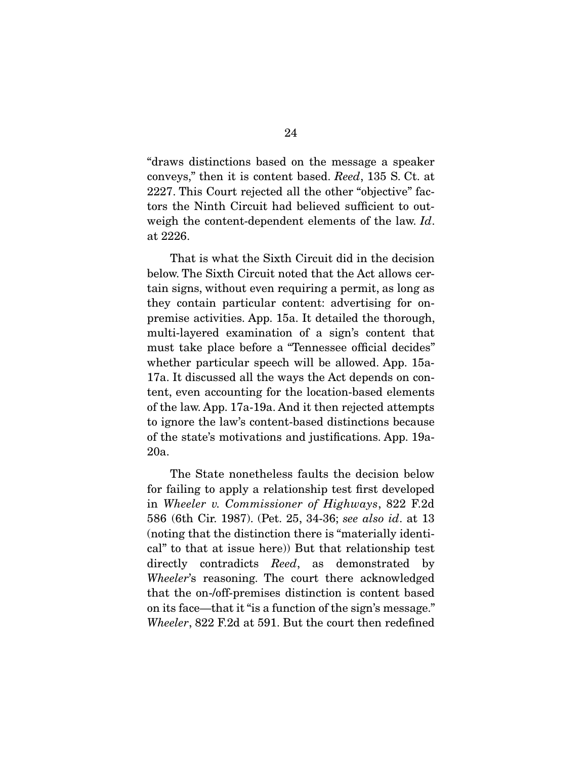"draws distinctions based on the message a speaker conveys," then it is content based. *Reed*, 135 S. Ct. at 2227. This Court rejected all the other "objective" factors the Ninth Circuit had believed sufficient to outweigh the content-dependent elements of the law. *Id*. at 2226.

That is what the Sixth Circuit did in the decision below. The Sixth Circuit noted that the Act allows certain signs, without even requiring a permit, as long as they contain particular content: advertising for on-premise activities. App. 15a. It detailed the thorough, multi-layered examination of a sign's content that must take place before a "Tennessee official decides" whether particular speech will be allowed. App. 15a-17a. It discussed all the ways the Act depends on content, even accounting for the location-based elements of the law. App. 17a-19a. And it then rejected attempts to ignore the law's content-based distinctions because of the state's motivations and justifications. App. 19a-20a.

The State nonetheless faults the decision below for failing to apply a relationship test first developed in *Wheeler v. Commissioner of Highways*, 822 F.2d 586 (6th Cir. 1987). (Pet. 25, 34-36; *see also id*. at 13 (noting that the distinction there is "materially identical" to that at issue here)) But that relationship test directly contradicts *Reed*, as demonstrated by *Wheeler*'s reasoning. The court there acknowledged that the on-/off-premises distinction is content based on its face—that it "is a function of the sign's message." *Wheeler*, 822 F.2d at 591. But the court then redefined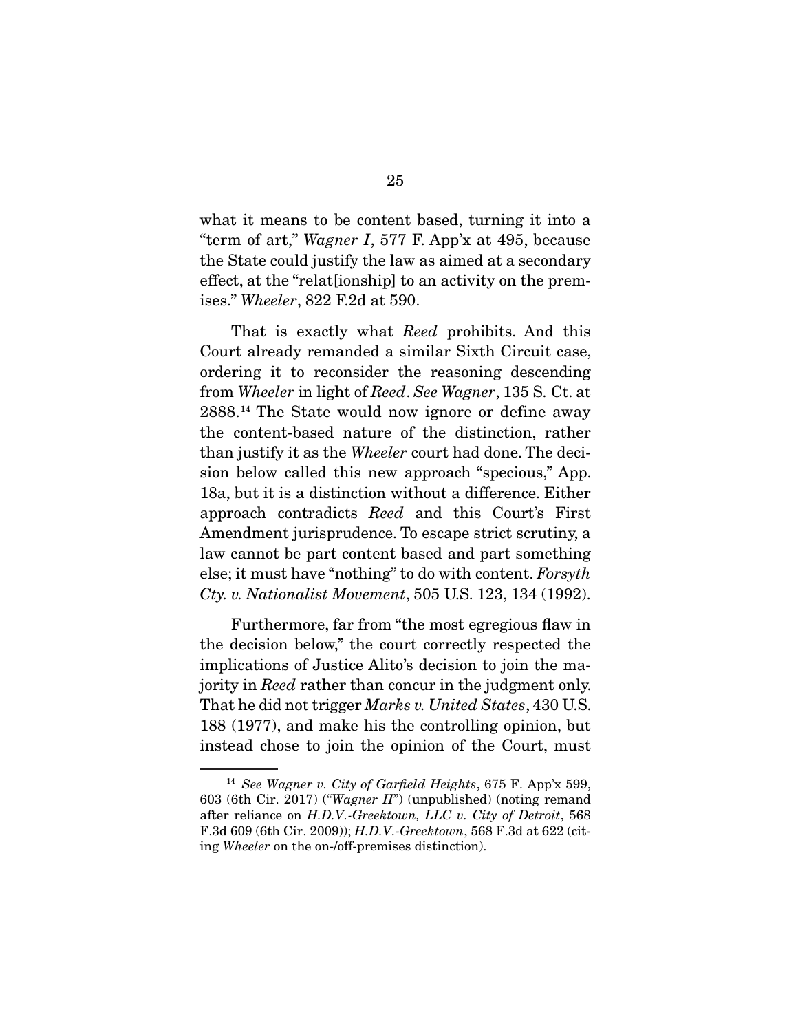what it means to be content based, turning it into a "term of art," *Wagner I*, 577 F. App'x at 495, because the State could justify the law as aimed at a secondary effect, at the "relat[ionship] to an activity on the premises." *Wheeler*, 822 F.2d at 590.

That is exactly what *Reed* prohibits. And this Court already remanded a similar Sixth Circuit case, ordering it to reconsider the reasoning descending from *Wheeler* in light of *Reed*. *See Wagner*, 135 S. Ct. at 2888.[14] The State would now ignore or define away the content-based nature of the distinction, rather than justify it as the *Wheeler* court had done. The decision below called this new approach "specious," App. 18a, but it is a distinction without a difference. Either approach contradicts *Reed* and this Court's First Amendment jurisprudence. To escape strict scrutiny, a law cannot be part content based and part something else; it must have "nothing" to do with content. *Forsyth Cty. v. Nationalist Movement*, 505 U.S. 123, 134 (1992).

Furthermore, far from "the most egregious flaw in the decision below," the court correctly respected the implications of Justice Alito's decision to join the majority in *Reed* rather than concur in the judgment only. That he did not trigger *Marks v. United States*, 430 U.S. 188 (1977), and make his the controlling opinion, but instead chose to join the opinion of the Court, must

---

[14] *See Wagner v. City of Garfield Heights*, 675 F. App'x 599, 603 (6th Cir. 2017) ("*Wagner II*") (unpublished) (noting remand after reliance on *H.D.V.-Greektown, LLC v. City of Detroit*, 568 F.3d 609 (6th Cir. 2009)); *H.D.V.-Greektown*, 568 F.3d at 622 (citing *Wheeler* on the on-/off-premises distinction).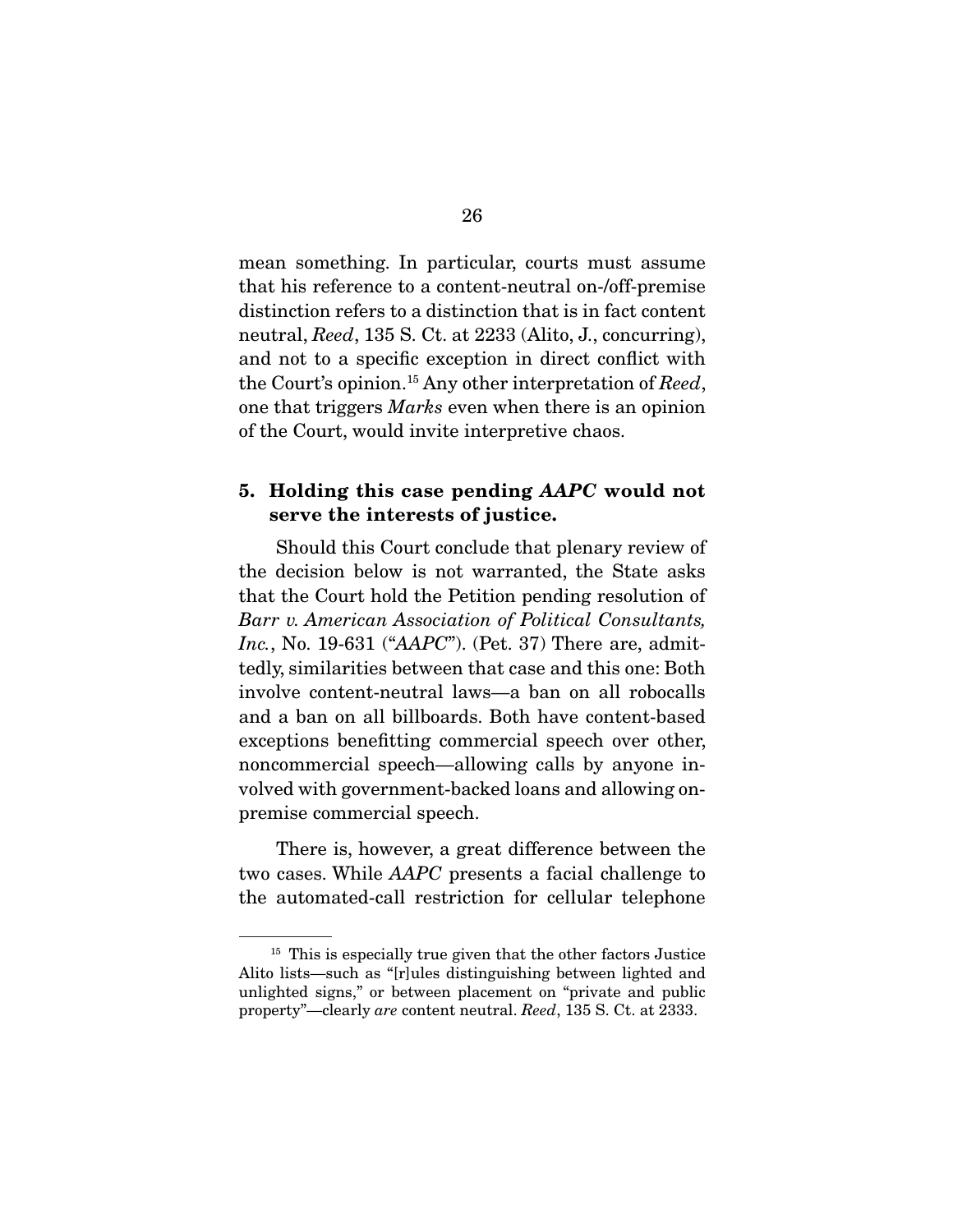mean something. In particular, courts must assume that his reference to a content-neutral on-/off-premise distinction refers to a distinction that is in fact content neutral, *Reed*, 135 S. Ct. at 2233 (Alito, J., concurring), and not to a specific exception in direct conflict with the Court's opinion.[15] Any other interpretation of *Reed*, one that triggers *Marks* even when there is an opinion of the Court, would invite interpretive chaos.

### 5. Holding this case pending *AAPC* would not serve the interests of justice.

Should this Court conclude that plenary review of the decision below is not warranted, the State asks that the Court hold the Petition pending resolution of *Barr v. American Association of Political Consultants, Inc.*, No. 19-631 ("*AAPC*"). (Pet. 37) There are, admittedly, similarities between that case and this one: Both involve content-neutral laws—a ban on all robocalls and a ban on all billboards. Both have content-based exceptions benefitting commercial speech over other, noncommercial speech—allowing calls by anyone involved with government-backed loans and allowing on-premise commercial speech.

There is, however, a great difference between the two cases. While *AAPC* presents a facial challenge to the automated-call restriction for cellular telephone

---

[15] This is especially true given that the other factors Justice Alito lists—such as "[r]ules distinguishing between lighted and unlighted signs," or between placement on "private and public property"—clearly *are* content neutral. *Reed*, 135 S. Ct. at 2333.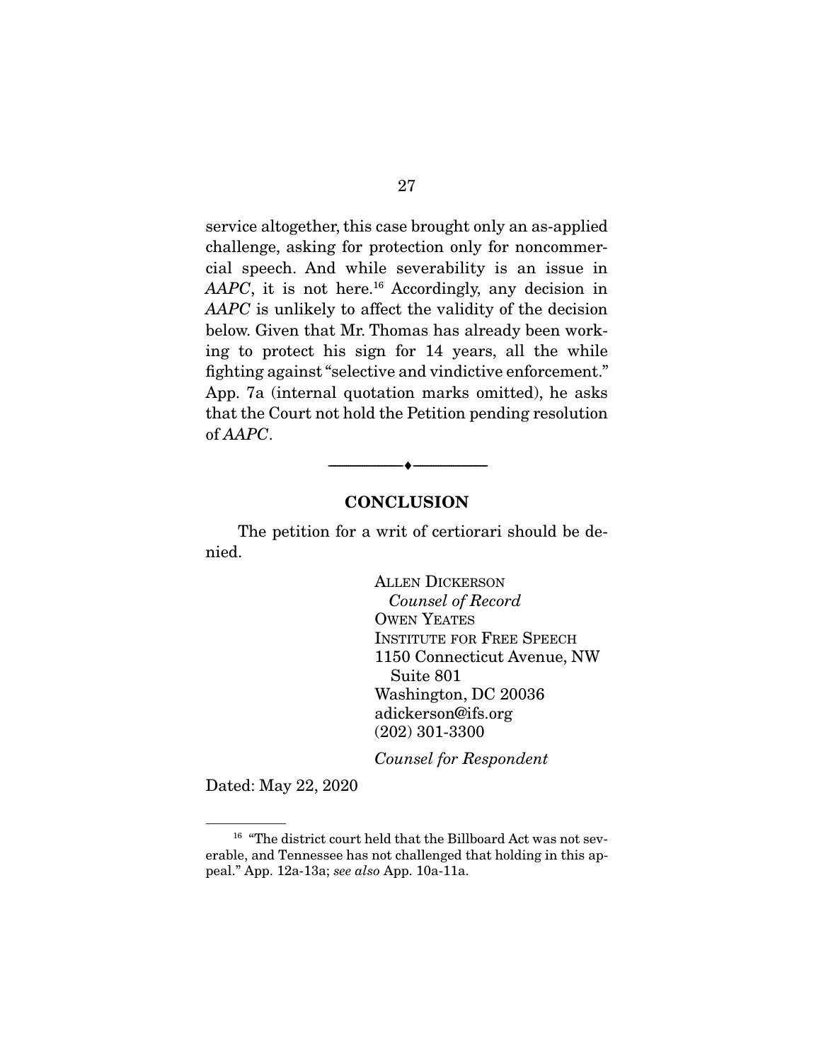service altogether, this case brought only an as-applied challenge, asking for protection only for noncommercial speech. And while severability is an issue in *AAPC*, it is not here.[16] Accordingly, any decision in *AAPC* is unlikely to affect the validity of the decision below. Given that Mr. Thomas has already been working to protect his sign for 14 years, all the while fighting against "selective and vindictive enforcement." App. 7a (internal quotation marks omitted), he asks that the Court not hold the Petition pending resolution of *AAPC*.

---

## CONCLUSION

The petition for a writ of certiorari should be denied.

ALLEN DICKERSON
*Counsel of Record*
OWEN YEATES
INSTITUTE FOR FREE SPEECH
1150 Connecticut Avenue, NW
Suite 801
Washington, DC 20036
adickerson@ifs.org
(202) 301-3300

*Counsel for Respondent*

Dated: May 22, 2020

---

[16] "The district court held that the Billboard Act was not severable, and Tennessee has not challenged that holding in this appeal." App. 12a-13a; *see also* App. 10a-11a.